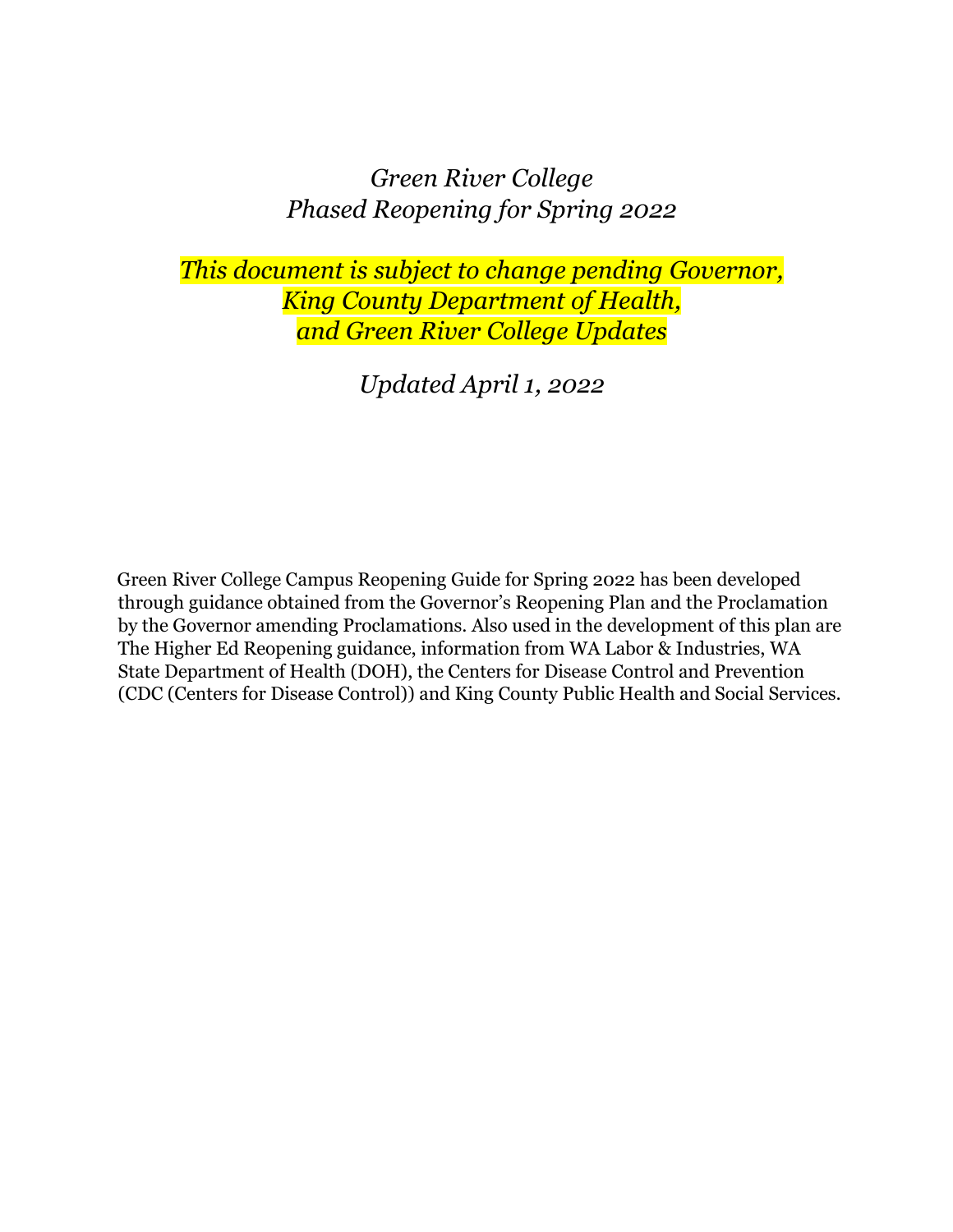# *Green River College*
# *Phased Reopening for Spring 2022*

*This document is subject to change pending Governor, King County Department of Health, and Green River College Updates*

*Updated April 1, 2022*

Green River College Campus Reopening Guide for Spring 2022 has been developed through guidance obtained from the Governor's Reopening Plan and the Proclamation by the Governor amending Proclamations. Also used in the development of this plan are The Higher Ed Reopening guidance, information from WA Labor & Industries, WA State Department of Health (DOH), the Centers for Disease Control and Prevention (CDC (Centers for Disease Control)) and King County Public Health and Social Services.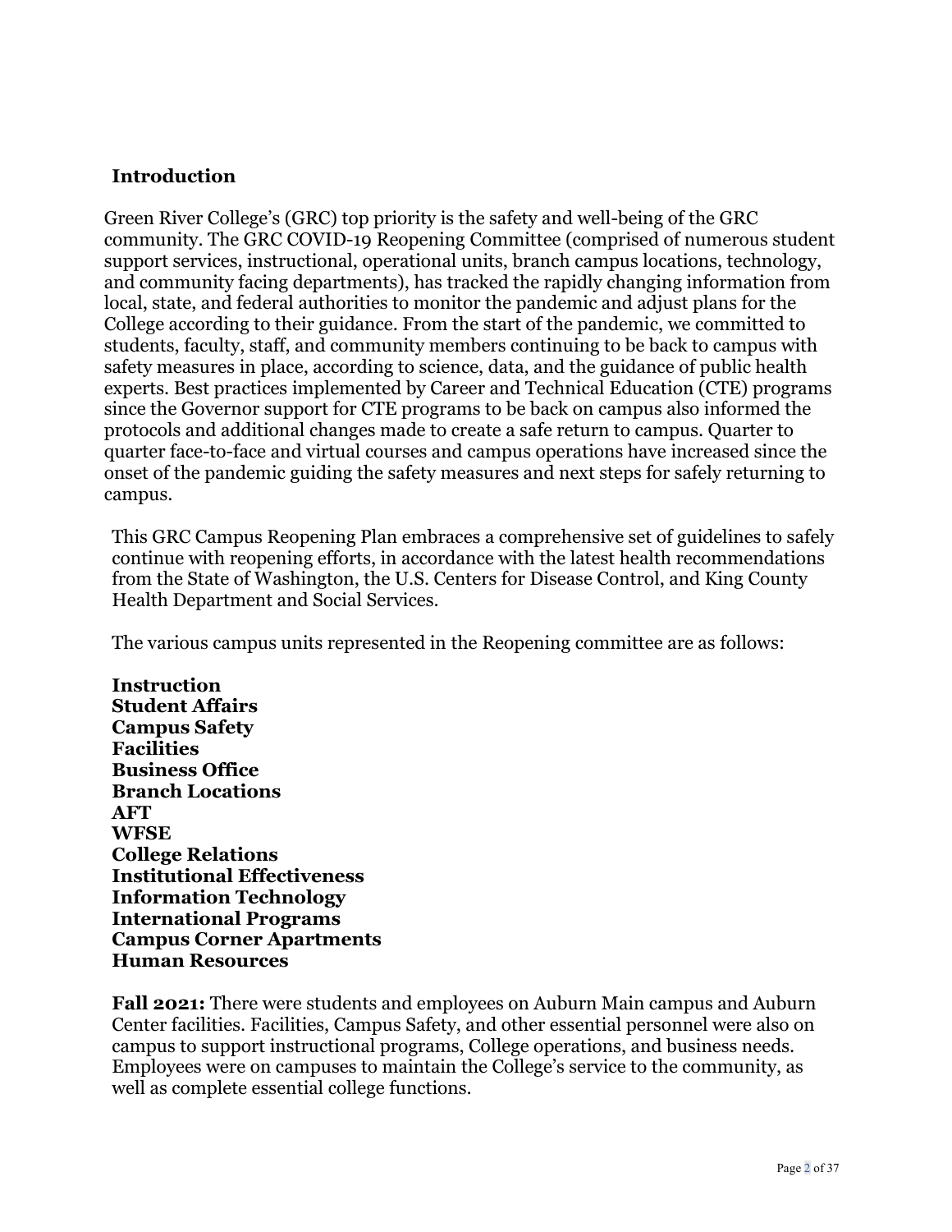## Introduction

Green River College's (GRC) top priority is the safety and well-being of the GRC community. The GRC COVID-19 Reopening Committee (comprised of numerous student support services, instructional, operational units, branch campus locations, technology, and community facing departments), has tracked the rapidly changing information from local, state, and federal authorities to monitor the pandemic and adjust plans for the College according to their guidance. From the start of the pandemic, we committed to students, faculty, staff, and community members continuing to be back to campus with safety measures in place, according to science, data, and the guidance of public health experts. Best practices implemented by Career and Technical Education (CTE) programs since the Governor support for CTE programs to be back on campus also informed the protocols and additional changes made to create a safe return to campus. Quarter to quarter face-to-face and virtual courses and campus operations have increased since the onset of the pandemic guiding the safety measures and next steps for safely returning to campus.

This GRC Campus Reopening Plan embraces a comprehensive set of guidelines to safely continue with reopening efforts, in accordance with the latest health recommendations from the State of Washington, the U.S. Centers for Disease Control, and King County Health Department and Social Services.

The various campus units represented in the Reopening committee are as follows:

**Instruction**
**Student Affairs**
**Campus Safety**
**Facilities**
**Business Office**
**Branch Locations**
**AFT**
**WFSE**
**College Relations**
**Institutional Effectiveness**
**Information Technology**
**International Programs**
**Campus Corner Apartments**
**Human Resources**

**Fall 2021:** There were students and employees on Auburn Main campus and Auburn Center facilities. Facilities, Campus Safety, and other essential personnel were also on campus to support instructional programs, College operations, and business needs. Employees were on campuses to maintain the College's service to the community, as well as complete essential college functions.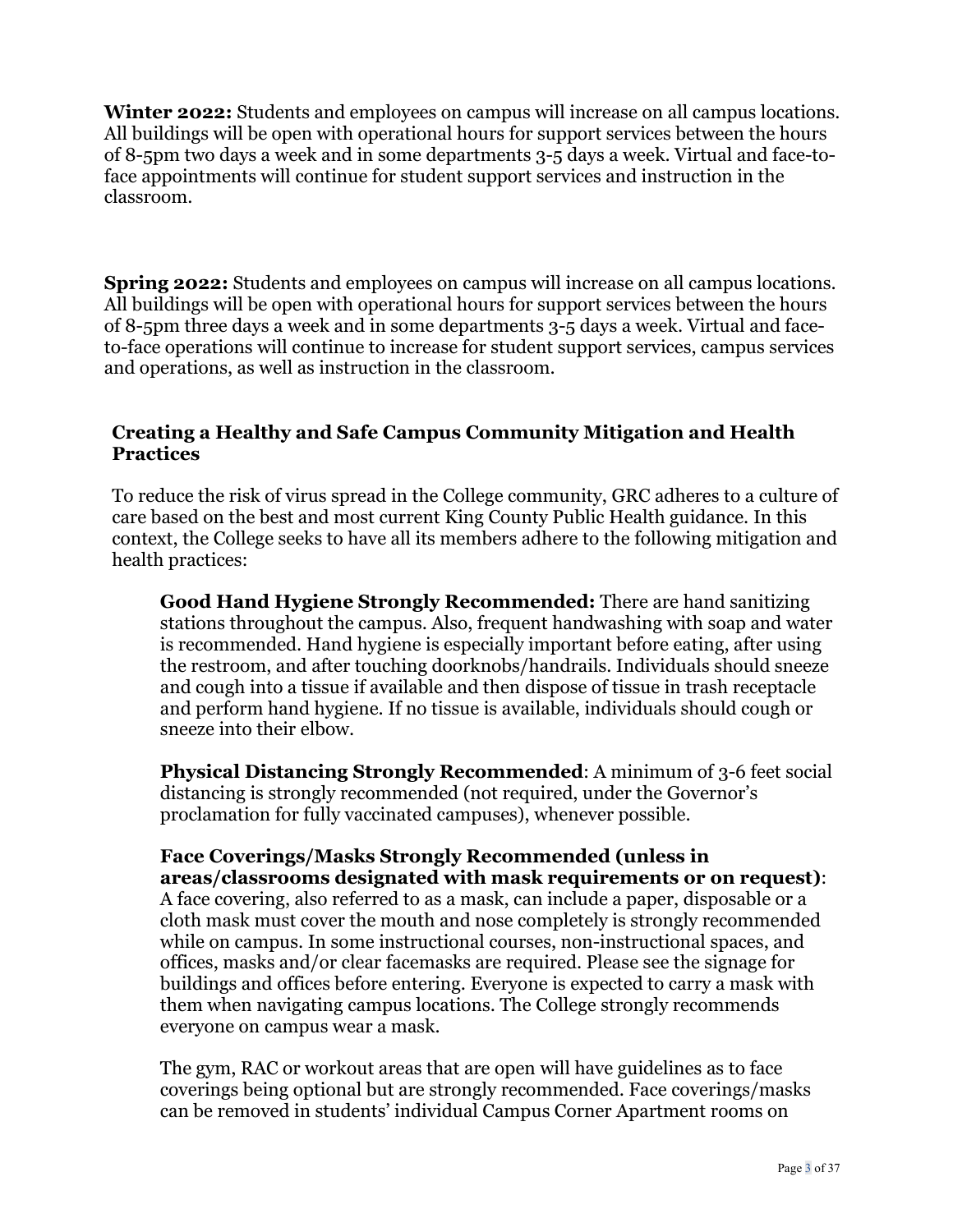**Winter 2022:** Students and employees on campus will increase on all campus locations. All buildings will be open with operational hours for support services between the hours of 8-5pm two days a week and in some departments 3-5 days a week. Virtual and face-to-face appointments will continue for student support services and instruction in the classroom.

**Spring 2022:** Students and employees on campus will increase on all campus locations. All buildings will be open with operational hours for support services between the hours of 8-5pm three days a week and in some departments 3-5 days a week. Virtual and face-to-face operations will continue to increase for student support services, campus services and operations, as well as instruction in the classroom.

### Creating a Healthy and Safe Campus Community Mitigation and Health Practices

To reduce the risk of virus spread in the College community, GRC adheres to a culture of care based on the best and most current King County Public Health guidance. In this context, the College seeks to have all its members adhere to the following mitigation and health practices:

**Good Hand Hygiene Strongly Recommended:** There are hand sanitizing stations throughout the campus. Also, frequent handwashing with soap and water is recommended. Hand hygiene is especially important before eating, after using the restroom, and after touching doorknobs/handrails. Individuals should sneeze and cough into a tissue if available and then dispose of tissue in trash receptacle and perform hand hygiene. If no tissue is available, individuals should cough or sneeze into their elbow.

**Physical Distancing Strongly Recommended**: A minimum of 3-6 feet social distancing is strongly recommended (not required, under the Governor's proclamation for fully vaccinated campuses), whenever possible.

**Face Coverings/Masks Strongly Recommended (unless in areas/classrooms designated with mask requirements or on request)**: A face covering, also referred to as a mask, can include a paper, disposable or a cloth mask must cover the mouth and nose completely is strongly recommended while on campus. In some instructional courses, non-instructional spaces, and offices, masks and/or clear facemasks are required. Please see the signage for buildings and offices before entering. Everyone is expected to carry a mask with them when navigating campus locations. The College strongly recommends everyone on campus wear a mask.

The gym, RAC or workout areas that are open will have guidelines as to face coverings being optional but are strongly recommended. Face coverings/masks can be removed in students' individual Campus Corner Apartment rooms on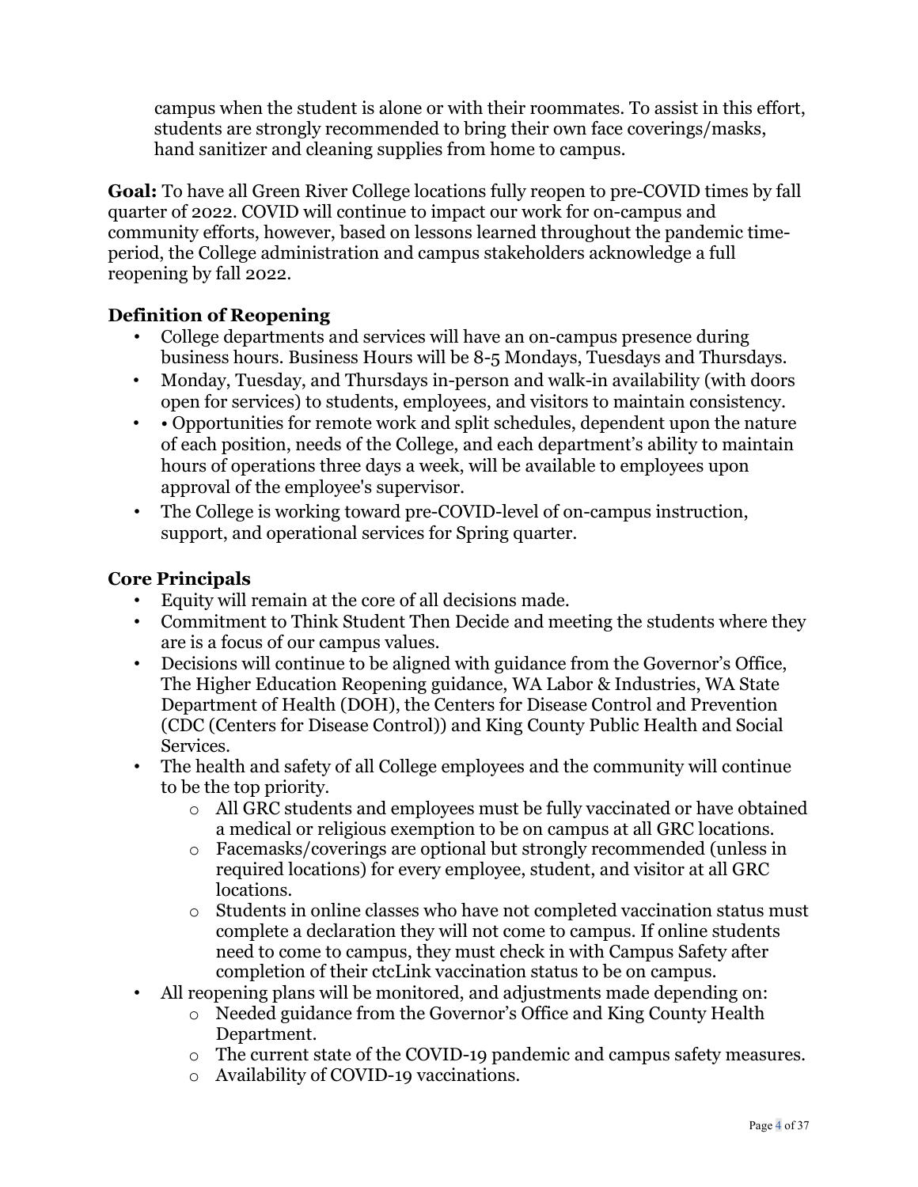campus when the student is alone or with their roommates. To assist in this effort, students are strongly recommended to bring their own face coverings/masks, hand sanitizer and cleaning supplies from home to campus.

**Goal:** To have all Green River College locations fully reopen to pre-COVID times by fall quarter of 2022. COVID will continue to impact our work for on-campus and community efforts, however, based on lessons learned throughout the pandemic time-period, the College administration and campus stakeholders acknowledge a full reopening by fall 2022.

### Definition of Reopening

- College departments and services will have an on-campus presence during business hours. Business Hours will be 8-5 Mondays, Tuesdays and Thursdays.
- Monday, Tuesday, and Thursdays in-person and walk-in availability (with doors open for services) to students, employees, and visitors to maintain consistency.
- • Opportunities for remote work and split schedules, dependent upon the nature of each position, needs of the College, and each department's ability to maintain hours of operations three days a week, will be available to employees upon approval of the employee's supervisor.
- The College is working toward pre-COVID-level of on-campus instruction, support, and operational services for Spring quarter.

### Core Principals

- Equity will remain at the core of all decisions made.
- Commitment to Think Student Then Decide and meeting the students where they are is a focus of our campus values.
- Decisions will continue to be aligned with guidance from the Governor's Office, The Higher Education Reopening guidance, WA Labor & Industries, WA State Department of Health (DOH), the Centers for Disease Control and Prevention (CDC (Centers for Disease Control)) and King County Public Health and Social Services.
- The health and safety of all College employees and the community will continue to be the top priority.
  - All GRC students and employees must be fully vaccinated or have obtained a medical or religious exemption to be on campus at all GRC locations.
  - Facemasks/coverings are optional but strongly recommended (unless in required locations) for every employee, student, and visitor at all GRC locations.
  - Students in online classes who have not completed vaccination status must complete a declaration they will not come to campus. If online students need to come to campus, they must check in with Campus Safety after completion of their ctcLink vaccination status to be on campus.
- All reopening plans will be monitored, and adjustments made depending on:
  - Needed guidance from the Governor's Office and King County Health Department.
  - The current state of the COVID-19 pandemic and campus safety measures.
  - Availability of COVID-19 vaccinations.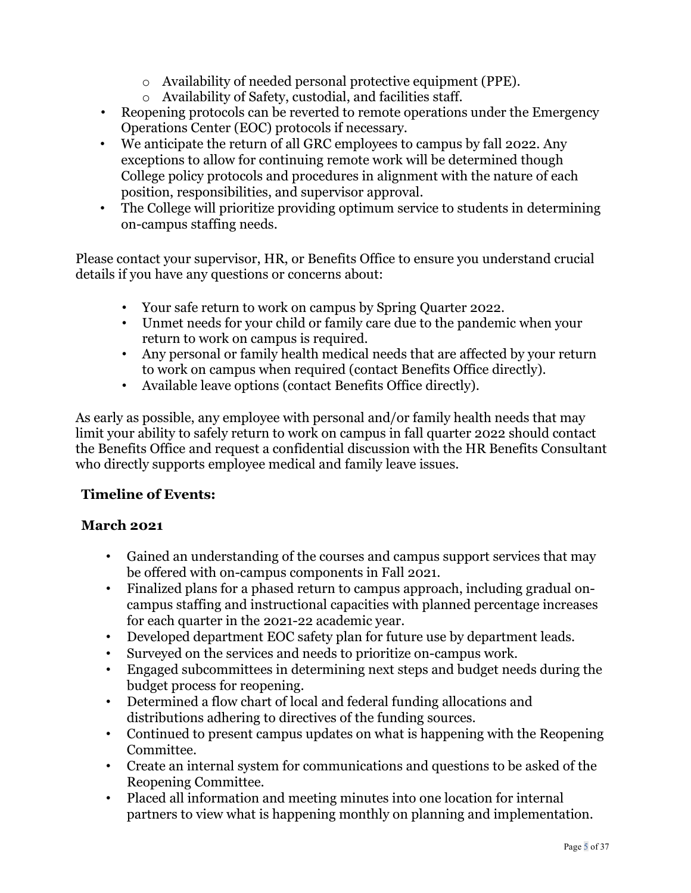- Availability of needed personal protective equipment (PPE).
  - Availability of Safety, custodial, and facilities staff.
- Reopening protocols can be reverted to remote operations under the Emergency Operations Center (EOC) protocols if necessary.
- We anticipate the return of all GRC employees to campus by fall 2022. Any exceptions to allow for continuing remote work will be determined though College policy protocols and procedures in alignment with the nature of each position, responsibilities, and supervisor approval.
- The College will prioritize providing optimum service to students in determining on-campus staffing needs.

Please contact your supervisor, HR, or Benefits Office to ensure you understand crucial details if you have any questions or concerns about:

- Your safe return to work on campus by Spring Quarter 2022.
- Unmet needs for your child or family care due to the pandemic when your return to work on campus is required.
- Any personal or family health medical needs that are affected by your return to work on campus when required (contact Benefits Office directly).
- Available leave options (contact Benefits Office directly).

As early as possible, any employee with personal and/or family health needs that may limit your ability to safely return to work on campus in fall quarter 2022 should contact the Benefits Office and request a confidential discussion with the HR Benefits Consultant who directly supports employee medical and family leave issues.

**Timeline of Events:**

**March 2021**

- Gained an understanding of the courses and campus support services that may be offered with on-campus components in Fall 2021.
- Finalized plans for a phased return to campus approach, including gradual on-campus staffing and instructional capacities with planned percentage increases for each quarter in the 2021-22 academic year.
- Developed department EOC safety plan for future use by department leads.
- Surveyed on the services and needs to prioritize on-campus work.
- Engaged subcommittees in determining next steps and budget needs during the budget process for reopening.
- Determined a flow chart of local and federal funding allocations and distributions adhering to directives of the funding sources.
- Continued to present campus updates on what is happening with the Reopening Committee.
- Create an internal system for communications and questions to be asked of the Reopening Committee.
- Placed all information and meeting minutes into one location for internal partners to view what is happening monthly on planning and implementation.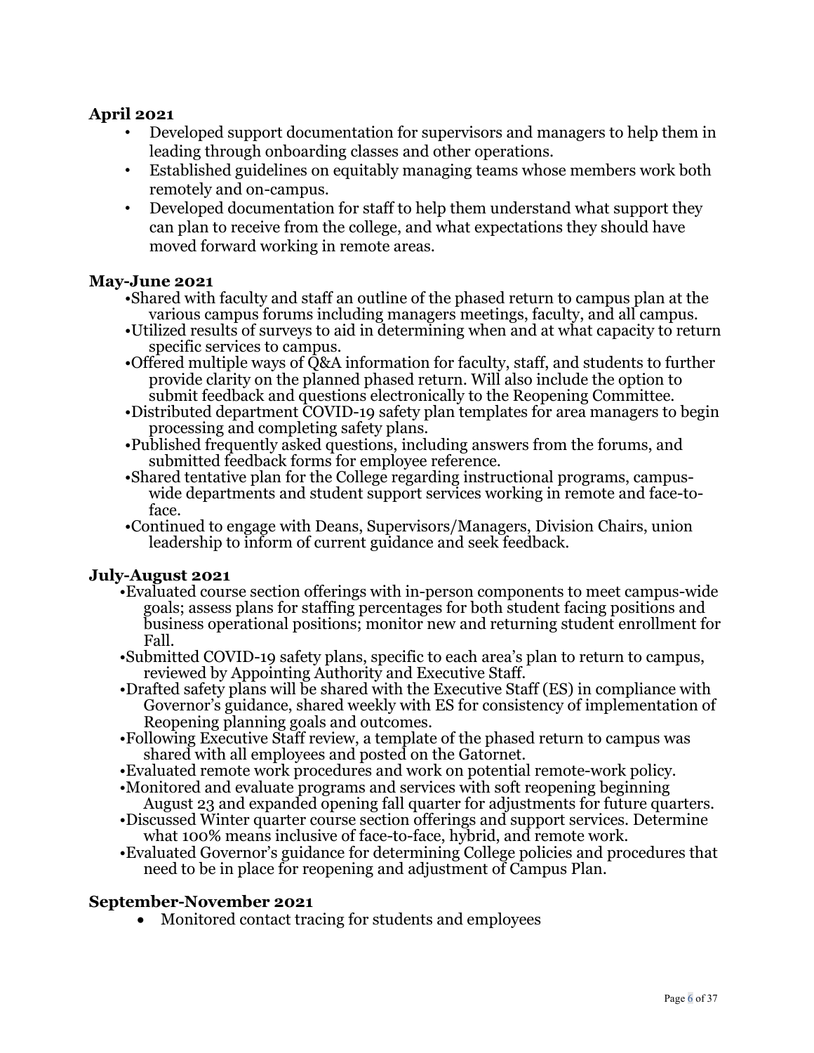**April 2021**

- Developed support documentation for supervisors and managers to help them in leading through onboarding classes and other operations.
- Established guidelines on equitably managing teams whose members work both remotely and on-campus.
- Developed documentation for staff to help them understand what support they can plan to receive from the college, and what expectations they should have moved forward working in remote areas.

**May-June 2021**

- Shared with faculty and staff an outline of the phased return to campus plan at the various campus forums including managers meetings, faculty, and all campus.
- Utilized results of surveys to aid in determining when and at what capacity to return specific services to campus.
- Offered multiple ways of Q&A information for faculty, staff, and students to further provide clarity on the planned phased return. Will also include the option to submit feedback and questions electronically to the Reopening Committee.
- Distributed department COVID-19 safety plan templates for area managers to begin processing and completing safety plans.
- Published frequently asked questions, including answers from the forums, and submitted feedback forms for employee reference.
- Shared tentative plan for the College regarding instructional programs, campus-wide departments and student support services working in remote and face-to-face.
- Continued to engage with Deans, Supervisors/Managers, Division Chairs, union leadership to inform of current guidance and seek feedback.

**July-August 2021**

- Evaluated course section offerings with in-person components to meet campus-wide goals; assess plans for staffing percentages for both student facing positions and business operational positions; monitor new and returning student enrollment for Fall.
- Submitted COVID-19 safety plans, specific to each area's plan to return to campus, reviewed by Appointing Authority and Executive Staff.
- Drafted safety plans will be shared with the Executive Staff (ES) in compliance with Governor's guidance, shared weekly with ES for consistency of implementation of Reopening planning goals and outcomes.
- Following Executive Staff review, a template of the phased return to campus was shared with all employees and posted on the Gatornet.
- Evaluated remote work procedures and work on potential remote-work policy.
- Monitored and evaluate programs and services with soft reopening beginning August 23 and expanded opening fall quarter for adjustments for future quarters.
- Discussed Winter quarter course section offerings and support services. Determine what 100% means inclusive of face-to-face, hybrid, and remote work.
- Evaluated Governor's guidance for determining College policies and procedures that need to be in place for reopening and adjustment of Campus Plan.

**September-November 2021**

- Monitored contact tracing for students and employees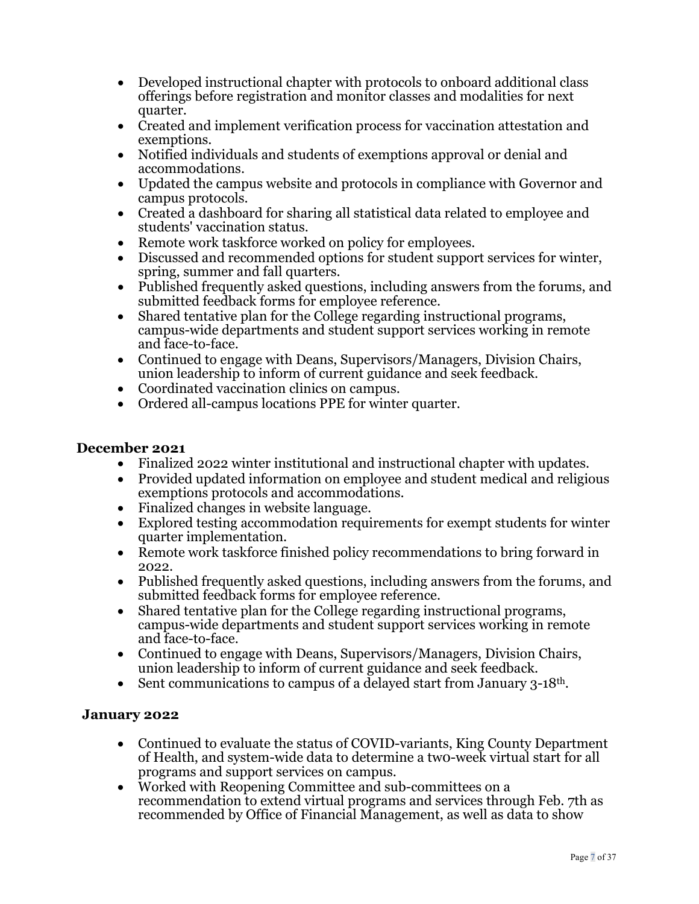- Developed instructional chapter with protocols to onboard additional class offerings before registration and monitor classes and modalities for next quarter.
- Created and implement verification process for vaccination attestation and exemptions.
- Notified individuals and students of exemptions approval or denial and accommodations.
- Updated the campus website and protocols in compliance with Governor and campus protocols.
- Created a dashboard for sharing all statistical data related to employee and students' vaccination status.
- Remote work taskforce worked on policy for employees.
- Discussed and recommended options for student support services for winter, spring, summer and fall quarters.
- Published frequently asked questions, including answers from the forums, and submitted feedback forms for employee reference.
- Shared tentative plan for the College regarding instructional programs, campus-wide departments and student support services working in remote and face-to-face.
- Continued to engage with Deans, Supervisors/Managers, Division Chairs, union leadership to inform of current guidance and seek feedback.
- Coordinated vaccination clinics on campus.
- Ordered all-campus locations PPE for winter quarter.

**December 2021**

- Finalized 2022 winter institutional and instructional chapter with updates.
- Provided updated information on employee and student medical and religious exemptions protocols and accommodations.
- Finalized changes in website language.
- Explored testing accommodation requirements for exempt students for winter quarter implementation.
- Remote work taskforce finished policy recommendations to bring forward in 2022.
- Published frequently asked questions, including answers from the forums, and submitted feedback forms for employee reference.
- Shared tentative plan for the College regarding instructional programs, campus-wide departments and student support services working in remote and face-to-face.
- Continued to engage with Deans, Supervisors/Managers, Division Chairs, union leadership to inform of current guidance and seek feedback.
- Sent communications to campus of a delayed start from January 3-18th.

**January 2022**

- Continued to evaluate the status of COVID-variants, King County Department of Health, and system-wide data to determine a two-week virtual start for all programs and support services on campus.
- Worked with Reopening Committee and sub-committees on a recommendation to extend virtual programs and services through Feb. 7th as recommended by Office of Financial Management, as well as data to show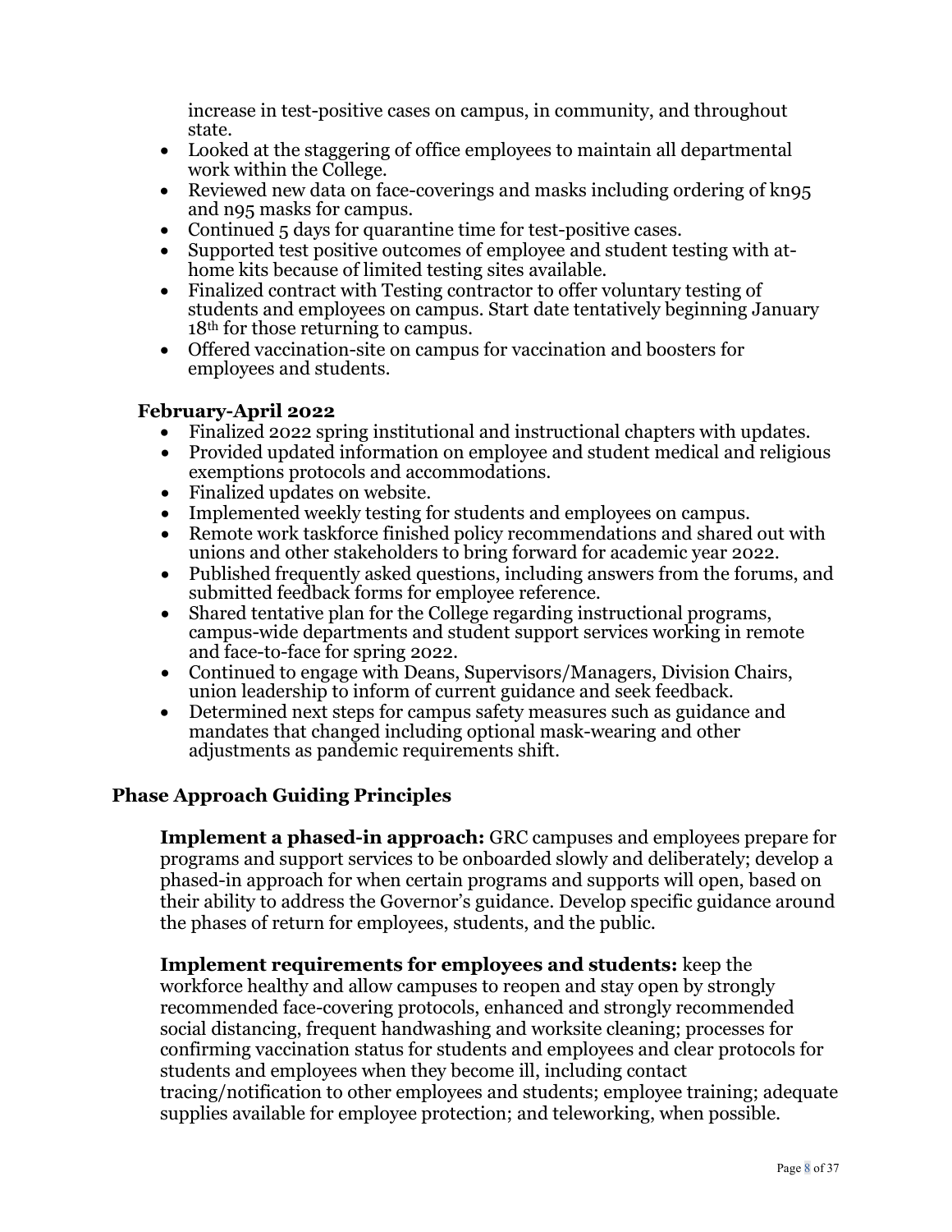increase in test-positive cases on campus, in community, and throughout state.

- Looked at the staggering of office employees to maintain all departmental work within the College.
- Reviewed new data on face-coverings and masks including ordering of kn95 and n95 masks for campus.
- Continued 5 days for quarantine time for test-positive cases.
- Supported test positive outcomes of employee and student testing with at-home kits because of limited testing sites available.
- Finalized contract with Testing contractor to offer voluntary testing of students and employees on campus. Start date tentatively beginning January 18th for those returning to campus.
- Offered vaccination-site on campus for vaccination and boosters for employees and students.

### February-April 2022

- Finalized 2022 spring institutional and instructional chapters with updates.
- Provided updated information on employee and student medical and religious exemptions protocols and accommodations.
- Finalized updates on website.
- Implemented weekly testing for students and employees on campus.
- Remote work taskforce finished policy recommendations and shared out with unions and other stakeholders to bring forward for academic year 2022.
- Published frequently asked questions, including answers from the forums, and submitted feedback forms for employee reference.
- Shared tentative plan for the College regarding instructional programs, campus-wide departments and student support services working in remote and face-to-face for spring 2022.
- Continued to engage with Deans, Supervisors/Managers, Division Chairs, union leadership to inform of current guidance and seek feedback.
- Determined next steps for campus safety measures such as guidance and mandates that changed including optional mask-wearing and other adjustments as pandemic requirements shift.

## Phase Approach Guiding Principles

**Implement a phased-in approach:** GRC campuses and employees prepare for programs and support services to be onboarded slowly and deliberately; develop a phased-in approach for when certain programs and supports will open, based on their ability to address the Governor's guidance. Develop specific guidance around the phases of return for employees, students, and the public.

**Implement requirements for employees and students:** keep the workforce healthy and allow campuses to reopen and stay open by strongly recommended face-covering protocols, enhanced and strongly recommended social distancing, frequent handwashing and worksite cleaning; processes for confirming vaccination status for students and employees and clear protocols for students and employees when they become ill, including contact tracing/notification to other employees and students; employee training; adequate supplies available for employee protection; and teleworking, when possible.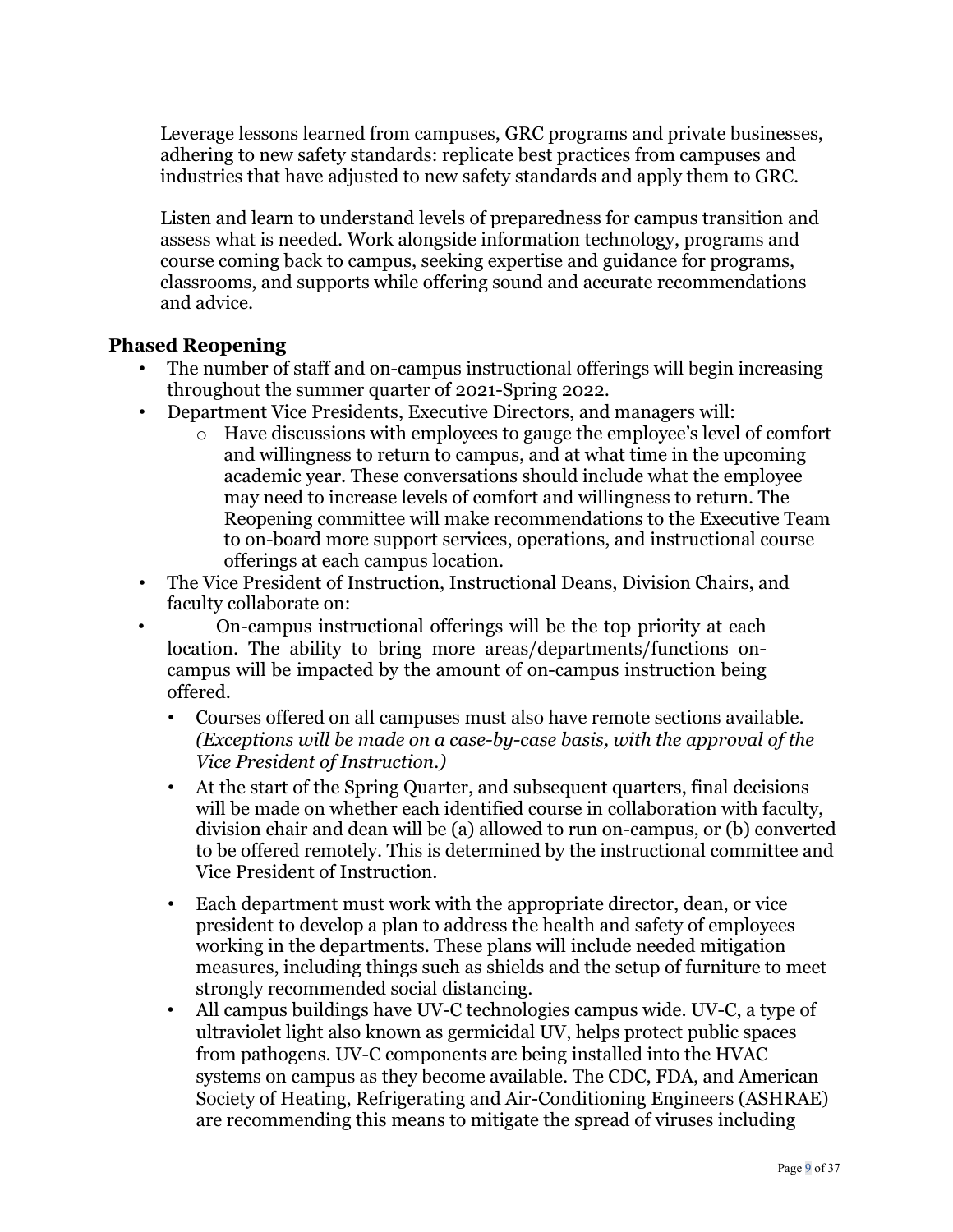Leverage lessons learned from campuses, GRC programs and private businesses, adhering to new safety standards: replicate best practices from campuses and industries that have adjusted to new safety standards and apply them to GRC.

Listen and learn to understand levels of preparedness for campus transition and assess what is needed. Work alongside information technology, programs and course coming back to campus, seeking expertise and guidance for programs, classrooms, and supports while offering sound and accurate recommendations and advice.

## Phased Reopening

- The number of staff and on-campus instructional offerings will begin increasing throughout the summer quarter of 2021-Spring 2022.
- Department Vice Presidents, Executive Directors, and managers will:
  - Have discussions with employees to gauge the employee's level of comfort and willingness to return to campus, and at what time in the upcoming academic year. These conversations should include what the employee may need to increase levels of comfort and willingness to return. The Reopening committee will make recommendations to the Executive Team to on-board more support services, operations, and instructional course offerings at each campus location.
- The Vice President of Instruction, Instructional Deans, Division Chairs, and faculty collaborate on:
- On-campus instructional offerings will be the top priority at each location. The ability to bring more areas/departments/functions on-campus will be impacted by the amount of on-campus instruction being offered.
  - Courses offered on all campuses must also have remote sections available. *(Exceptions will be made on a case-by-case basis, with the approval of the Vice President of Instruction.)*
  - At the start of the Spring Quarter, and subsequent quarters, final decisions will be made on whether each identified course in collaboration with faculty, division chair and dean will be (a) allowed to run on-campus, or (b) converted to be offered remotely. This is determined by the instructional committee and Vice President of Instruction.
  - Each department must work with the appropriate director, dean, or vice president to develop a plan to address the health and safety of employees working in the departments. These plans will include needed mitigation measures, including things such as shields and the setup of furniture to meet strongly recommended social distancing.
  - All campus buildings have UV-C technologies campus wide. UV-C, a type of ultraviolet light also known as germicidal UV, helps protect public spaces from pathogens. UV-C components are being installed into the HVAC systems on campus as they become available. The CDC, FDA, and American Society of Heating, Refrigerating and Air-Conditioning Engineers (ASHRAE) are recommending this means to mitigate the spread of viruses including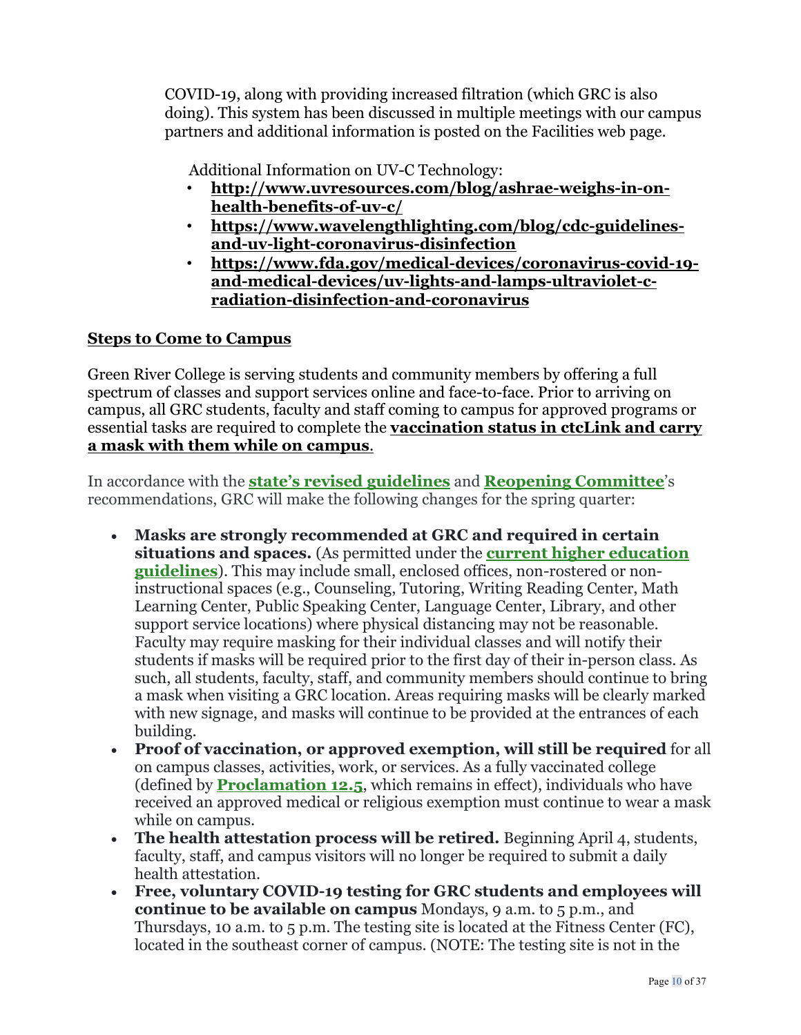COVID-19, along with providing increased filtration (which GRC is also doing). This system has been discussed in multiple meetings with our campus partners and additional information is posted on the Facilities web page.

Additional Information on UV-C Technology:

- **http://www.uvresources.com/blog/ashrae-weighs-in-on-health-benefits-of-uv-c/**
- **https://www.wavelengthlighting.com/blog/cdc-guidelines-and-uv-light-coronavirus-disinfection**
- **https://www.fda.gov/medical-devices/coronavirus-covid-19-and-medical-devices/uv-lights-and-lamps-ultraviolet-c-radiation-disinfection-and-coronavirus**

## Steps to Come to Campus

Green River College is serving students and community members by offering a full spectrum of classes and support services online and face-to-face. Prior to arriving on campus, all GRC students, faculty and staff coming to campus for approved programs or essential tasks are required to complete the **vaccination status in ctcLink and carry a mask with them while on campus**.

In accordance with the **state's revised guidelines** and **Reopening Committee**'s recommendations, GRC will make the following changes for the spring quarter:

- **Masks are strongly recommended at GRC and required in certain situations and spaces.** (As permitted under the **current higher education guidelines**). This may include small, enclosed offices, non-rostered or non-instructional spaces (e.g., Counseling, Tutoring, Writing Reading Center, Math Learning Center, Public Speaking Center, Language Center, Library, and other support service locations) where physical distancing may not be reasonable. Faculty may require masking for their individual classes and will notify their students if masks will be required prior to the first day of their in-person class. As such, all students, faculty, staff, and community members should continue to bring a mask when visiting a GRC location. Areas requiring masks will be clearly marked with new signage, and masks will continue to be provided at the entrances of each building.
- **Proof of vaccination, or approved exemption, will still be required** for all on campus classes, activities, work, or services. As a fully vaccinated college (defined by **Proclamation 12.5**, which remains in effect), individuals who have received an approved medical or religious exemption must continue to wear a mask while on campus.
- **The health attestation process will be retired.** Beginning April 4, students, faculty, staff, and campus visitors will no longer be required to submit a daily health attestation.
- **Free, voluntary COVID-19 testing for GRC students and employees will continue to be available on campus** Mondays, 9 a.m. to 5 p.m., and Thursdays, 10 a.m. to 5 p.m. The testing site is located at the Fitness Center (FC), located in the southeast corner of campus. (NOTE: The testing site is not in the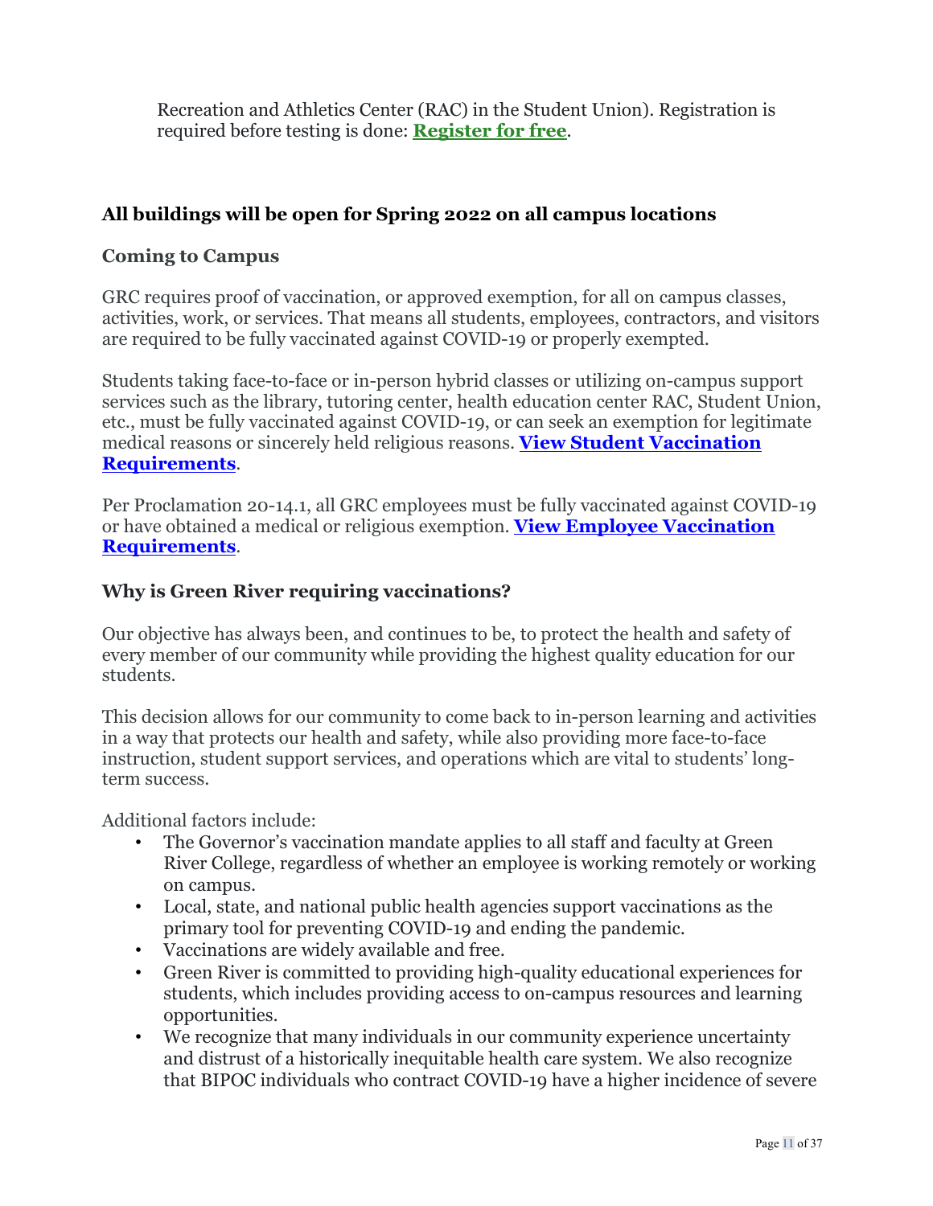Recreation and Athletics Center (RAC) in the Student Union). Registration is required before testing is done: **Register for free**.

### All buildings will be open for Spring 2022 on all campus locations

#### Coming to Campus

GRC requires proof of vaccination, or approved exemption, for all on campus classes, activities, work, or services. That means all students, employees, contractors, and visitors are required to be fully vaccinated against COVID-19 or properly exempted.

Students taking face-to-face or in-person hybrid classes or utilizing on-campus support services such as the library, tutoring center, health education center RAC, Student Union, etc., must be fully vaccinated against COVID-19, or can seek an exemption for legitimate medical reasons or sincerely held religious reasons. **View Student Vaccination Requirements**.

Per Proclamation 20-14.1, all GRC employees must be fully vaccinated against COVID-19 or have obtained a medical or religious exemption. **View Employee Vaccination Requirements**.

#### Why is Green River requiring vaccinations?

Our objective has always been, and continues to be, to protect the health and safety of every member of our community while providing the highest quality education for our students.

This decision allows for our community to come back to in-person learning and activities in a way that protects our health and safety, while also providing more face-to-face instruction, student support services, and operations which are vital to students' long-term success.

Additional factors include:

- The Governor's vaccination mandate applies to all staff and faculty at Green River College, regardless of whether an employee is working remotely or working on campus.
- Local, state, and national public health agencies support vaccinations as the primary tool for preventing COVID-19 and ending the pandemic.
- Vaccinations are widely available and free.
- Green River is committed to providing high-quality educational experiences for students, which includes providing access to on-campus resources and learning opportunities.
- We recognize that many individuals in our community experience uncertainty and distrust of a historically inequitable health care system. We also recognize that BIPOC individuals who contract COVID-19 have a higher incidence of severe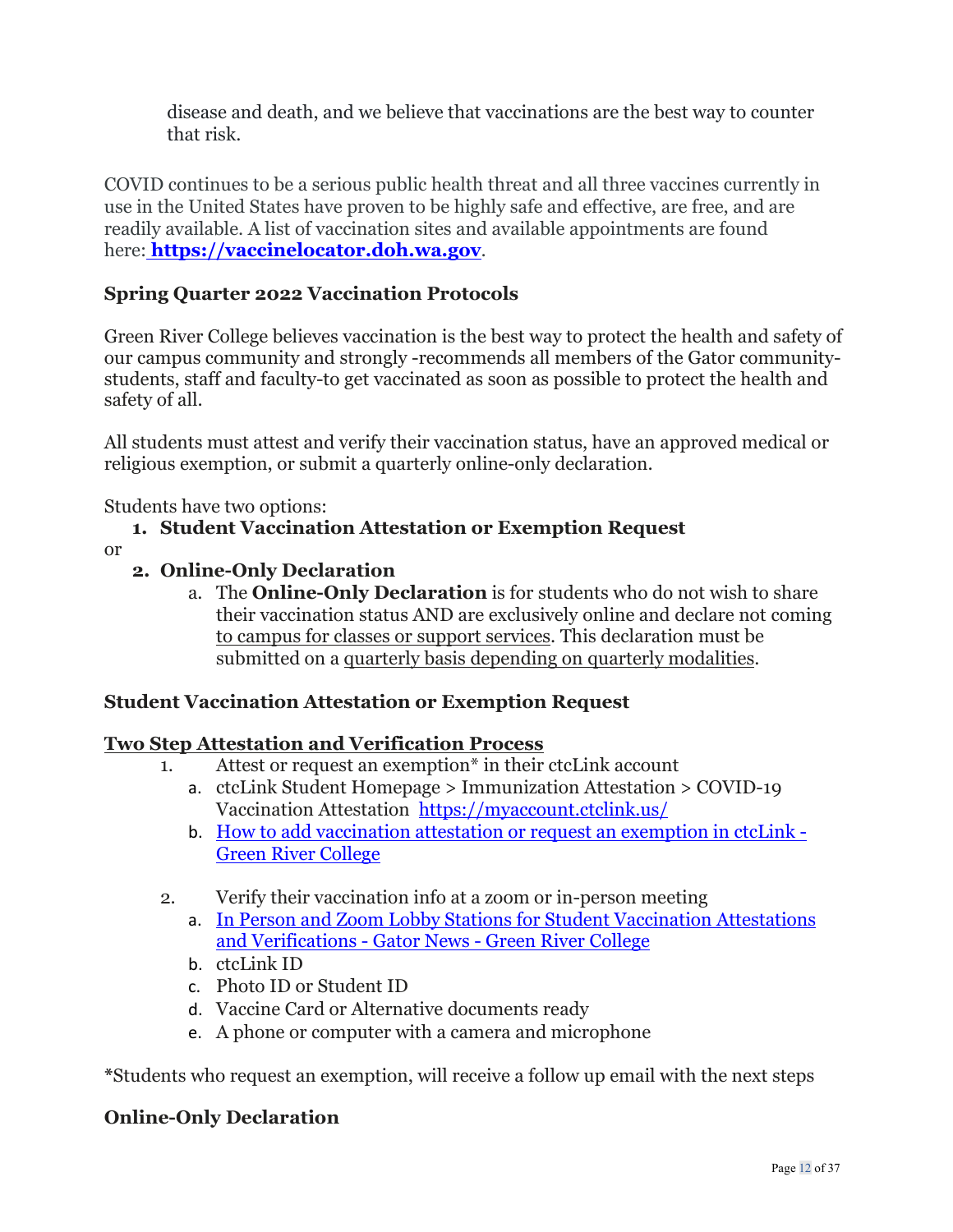disease and death, and we believe that vaccinations are the best way to counter that risk.

COVID continues to be a serious public health threat and all three vaccines currently in use in the United States have proven to be highly safe and effective, are free, and are readily available. A list of vaccination sites and available appointments are found here: **https://vaccinelocator.doh.wa.gov**.

### Spring Quarter 2022 Vaccination Protocols

Green River College believes vaccination is the best way to protect the health and safety of our campus community and strongly -recommends all members of the Gator community-students, staff and faculty-to get vaccinated as soon as possible to protect the health and safety of all.

All students must attest and verify their vaccination status, have an approved medical or religious exemption, or submit a quarterly online-only declaration.

Students have two options:

1. **Student Vaccination Attestation or Exemption Request**

or

2. **Online-Only Declaration**
   a. The **Online-Only Declaration** is for students who do not wish to share their vaccination status AND are exclusively online and declare not coming to campus for classes or support services. This declaration must be submitted on a quarterly basis depending on quarterly modalities.

### Student Vaccination Attestation or Exemption Request

#### Two Step Attestation and Verification Process

1. Attest or request an exemption* in their ctcLink account
   a. ctcLink Student Homepage > Immunization Attestation > COVID-19 Vaccination Attestation https://myaccount.ctclink.us/
   b. How to add vaccination attestation or request an exemption in ctcLink - Green River College

2. Verify their vaccination info at a zoom or in-person meeting
   a. In Person and Zoom Lobby Stations for Student Vaccination Attestations and Verifications - Gator News - Green River College
   b. ctcLink ID
   c. Photo ID or Student ID
   d. Vaccine Card or Alternative documents ready
   e. A phone or computer with a camera and microphone

*Students who request an exemption, will receive a follow up email with the next steps

### Online-Only Declaration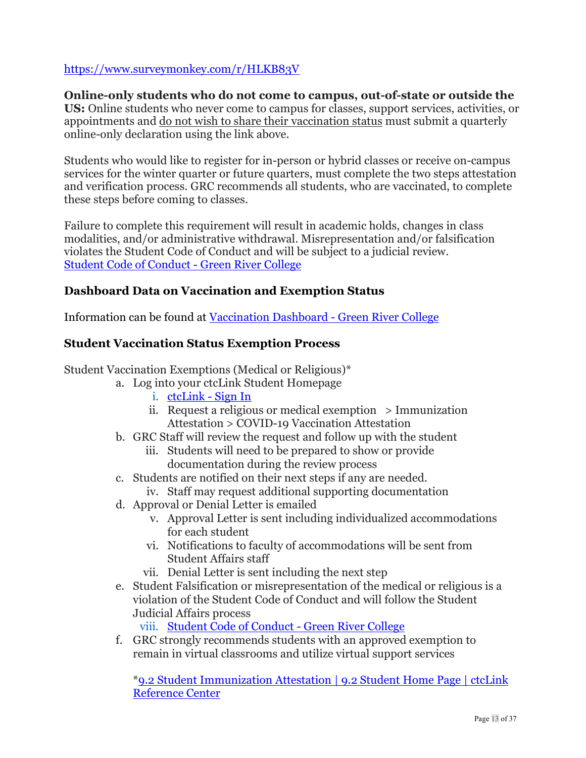https://www.surveymonkey.com/r/HLKB83V

**Online-only students who do not come to campus, out-of-state or outside the US:** Online students who never come to campus for classes, support services, activities, or appointments and do not wish to share their vaccination status must submit a quarterly online-only declaration using the link above.

Students who would like to register for in-person or hybrid classes or receive on-campus services for the winter quarter or future quarters, must complete the two steps attestation and verification process. GRC recommends all students, who are vaccinated, to complete these steps before coming to classes.

Failure to complete this requirement will result in academic holds, changes in class modalities, and/or administrative withdrawal. Misrepresentation and/or falsification violates the Student Code of Conduct and will be subject to a judicial review. [Student Code of Conduct - Green River College]

### Dashboard Data on Vaccination and Exemption Status

Information can be found at [Vaccination Dashboard - Green River College]

### Student Vaccination Status Exemption Process

Student Vaccination Exemptions (Medical or Religious)*

a. Log into your ctcLink Student Homepage
    i. [ctcLink - Sign In]
    ii. Request a religious or medical exemption > Immunization Attestation > COVID-19 Vaccination Attestation
b. GRC Staff will review the request and follow up with the student
    iii. Students will need to be prepared to show or provide documentation during the review process
c. Students are notified on their next steps if any are needed.
    iv. Staff may request additional supporting documentation
d. Approval or Denial Letter is emailed
    v. Approval Letter is sent including individualized accommodations for each student
    vi. Notifications to faculty of accommodations will be sent from Student Affairs staff
    vii. Denial Letter is sent including the next step
e. Student Falsification or misrepresentation of the medical or religious is a violation of the Student Code of Conduct and will follow the Student Judicial Affairs process
    viii. [Student Code of Conduct - Green River College]
f. GRC strongly recommends students with an approved exemption to remain in virtual classrooms and utilize virtual support services

*[9.2 Student Immunization Attestation | 9.2 Student Home Page | ctcLink Reference Center]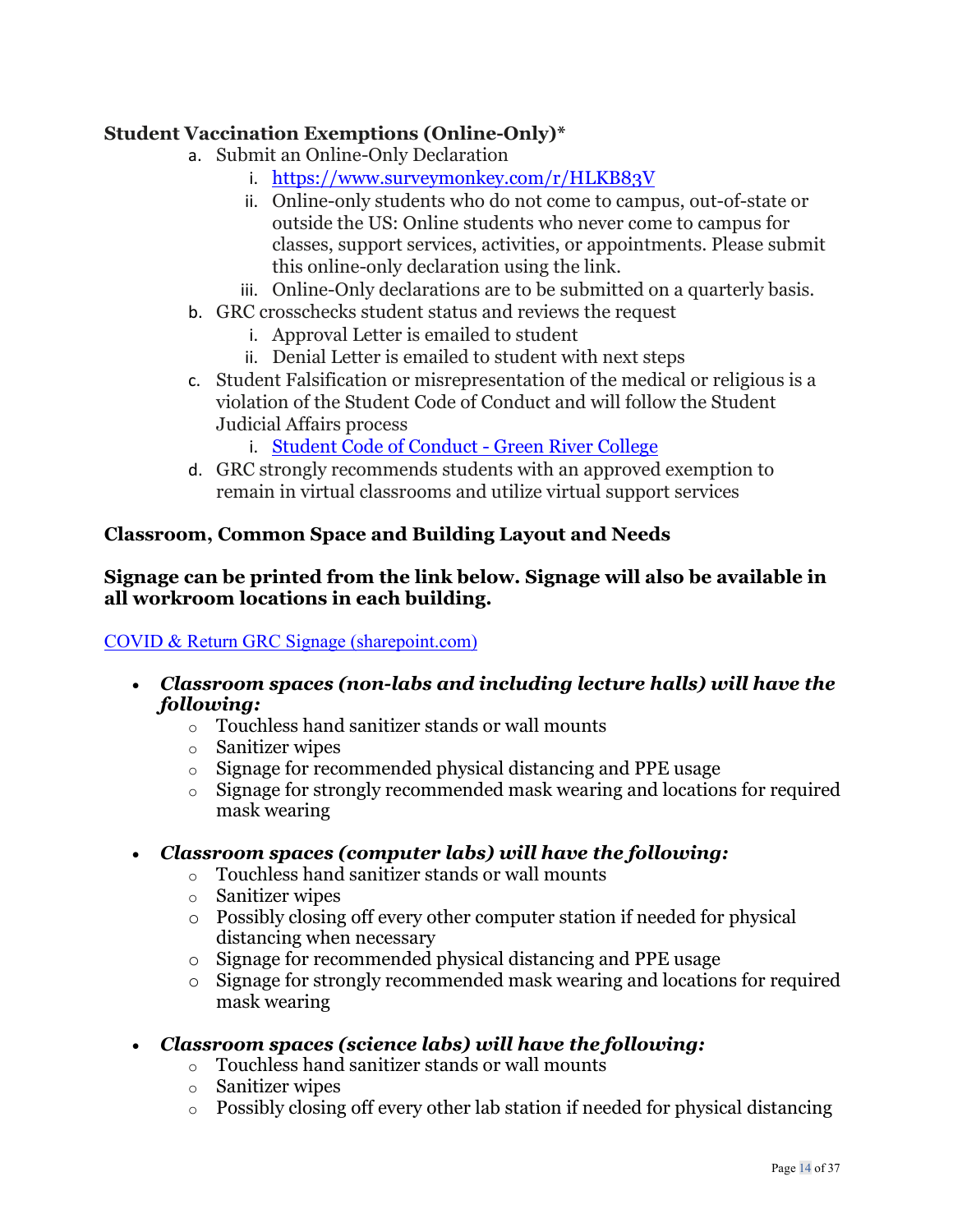**Student Vaccination Exemptions (Online-Only)***

a. Submit an Online-Only Declaration
    i. [https://www.surveymonkey.com/r/HLKB83V](https://www.surveymonkey.com/r/HLKB83V)
    ii. Online-only students who do not come to campus, out-of-state or outside the US: Online students who never come to campus for classes, support services, activities, or appointments. Please submit this online-only declaration using the link.
    iii. Online-Only declarations are to be submitted on a quarterly basis.
b. GRC crosschecks student status and reviews the request
    i. Approval Letter is emailed to student
    ii. Denial Letter is emailed to student with next steps
c. Student Falsification or misrepresentation of the medical or religious is a violation of the Student Code of Conduct and will follow the Student Judicial Affairs process
    i. [Student Code of Conduct - Green River College]()
d. GRC strongly recommends students with an approved exemption to remain in virtual classrooms and utilize virtual support services

**Classroom, Common Space and Building Layout and Needs**

**Signage can be printed from the link below. Signage will also be available in all workroom locations in each building.**

[COVID & Return GRC Signage (sharepoint.com)]()

- ***Classroom spaces (non-labs and including lecture halls) will have the following:***
    - Touchless hand sanitizer stands or wall mounts
    - Sanitizer wipes
    - Signage for recommended physical distancing and PPE usage
    - Signage for strongly recommended mask wearing and locations for required mask wearing
- ***Classroom spaces (computer labs) will have the following:***
    - Touchless hand sanitizer stands or wall mounts
    - Sanitizer wipes
    - Possibly closing off every other computer station if needed for physical distancing when necessary
    - Signage for recommended physical distancing and PPE usage
    - Signage for strongly recommended mask wearing and locations for required mask wearing
- ***Classroom spaces (science labs) will have the following:***
    - Touchless hand sanitizer stands or wall mounts
    - Sanitizer wipes
    - Possibly closing off every other lab station if needed for physical distancing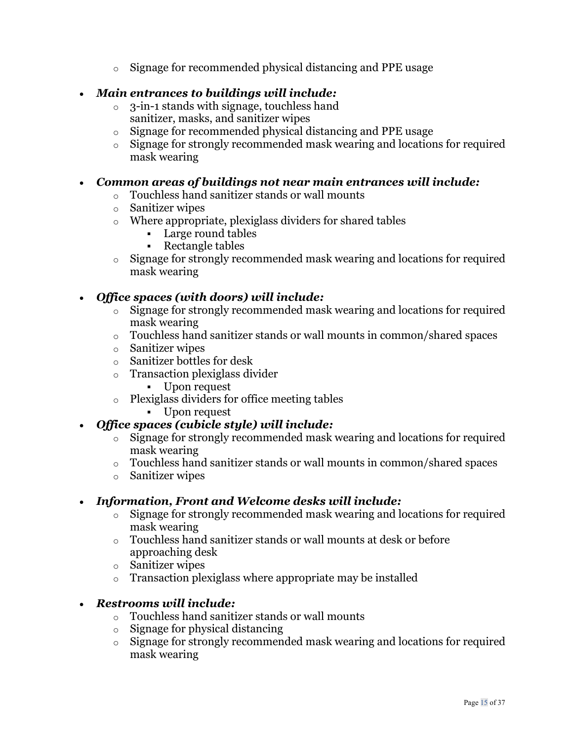- Signage for recommended physical distancing and PPE usage

- ***Main entrances to buildings will include:***
   - 3-in-1 stands with signage, touchless hand sanitizer, masks, and sanitizer wipes
   - Signage for recommended physical distancing and PPE usage
   - Signage for strongly recommended mask wearing and locations for required mask wearing

- ***Common areas of buildings not near main entrances will include:***
   - Touchless hand sanitizer stands or wall mounts
   - Sanitizer wipes
   - Where appropriate, plexiglass dividers for shared tables
     - Large round tables
     - Rectangle tables
   - Signage for strongly recommended mask wearing and locations for required mask wearing

- ***Office spaces (with doors) will include:***
   - Signage for strongly recommended mask wearing and locations for required mask wearing
   - Touchless hand sanitizer stands or wall mounts in common/shared spaces
   - Sanitizer wipes
   - Sanitizer bottles for desk
   - Transaction plexiglass divider
     - Upon request
   - Plexiglass dividers for office meeting tables
     - Upon request
- ***Office spaces (cubicle style) will include:***
   - Signage for strongly recommended mask wearing and locations for required mask wearing
   - Touchless hand sanitizer stands or wall mounts in common/shared spaces
   - Sanitizer wipes

- ***Information, Front and Welcome desks will include:***
   - Signage for strongly recommended mask wearing and locations for required mask wearing
   - Touchless hand sanitizer stands or wall mounts at desk or before approaching desk
   - Sanitizer wipes
   - Transaction plexiglass where appropriate may be installed

- ***Restrooms will include:***
   - Touchless hand sanitizer stands or wall mounts
   - Signage for physical distancing
   - Signage for strongly recommended mask wearing and locations for required mask wearing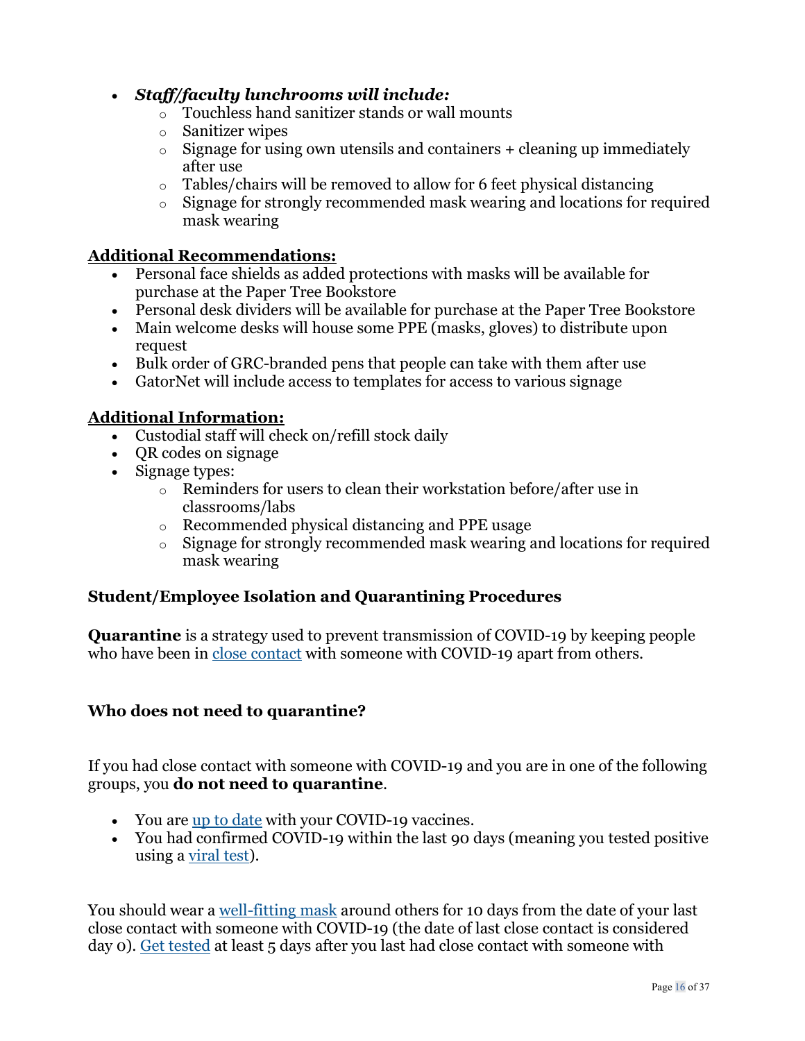- ***Staff/faculty lunchrooms will include:***
  - Touchless hand sanitizer stands or wall mounts
  - Sanitizer wipes
  - Signage for using own utensils and containers + cleaning up immediately after use
  - Tables/chairs will be removed to allow for 6 feet physical distancing
  - Signage for strongly recommended mask wearing and locations for required mask wearing

## Additional Recommendations:

- Personal face shields as added protections with masks will be available for purchase at the Paper Tree Bookstore
- Personal desk dividers will be available for purchase at the Paper Tree Bookstore
- Main welcome desks will house some PPE (masks, gloves) to distribute upon request
- Bulk order of GRC-branded pens that people can take with them after use
- GatorNet will include access to templates for access to various signage

## Additional Information:

- Custodial staff will check on/refill stock daily
- QR codes on signage
- Signage types:
  - Reminders for users to clean their workstation before/after use in classrooms/labs
  - Recommended physical distancing and PPE usage
  - Signage for strongly recommended mask wearing and locations for required mask wearing

### Student/Employee Isolation and Quarantining Procedures

**Quarantine** is a strategy used to prevent transmission of COVID-19 by keeping people who have been in close contact with someone with COVID-19 apart from others.

### Who does not need to quarantine?

If you had close contact with someone with COVID-19 and you are in one of the following groups, you **do not need to quarantine**.

- You are up to date with your COVID-19 vaccines.
- You had confirmed COVID-19 within the last 90 days (meaning you tested positive using a viral test).

You should wear a well-fitting mask around others for 10 days from the date of your last close contact with someone with COVID-19 (the date of last close contact is considered day 0). Get tested at least 5 days after you last had close contact with someone with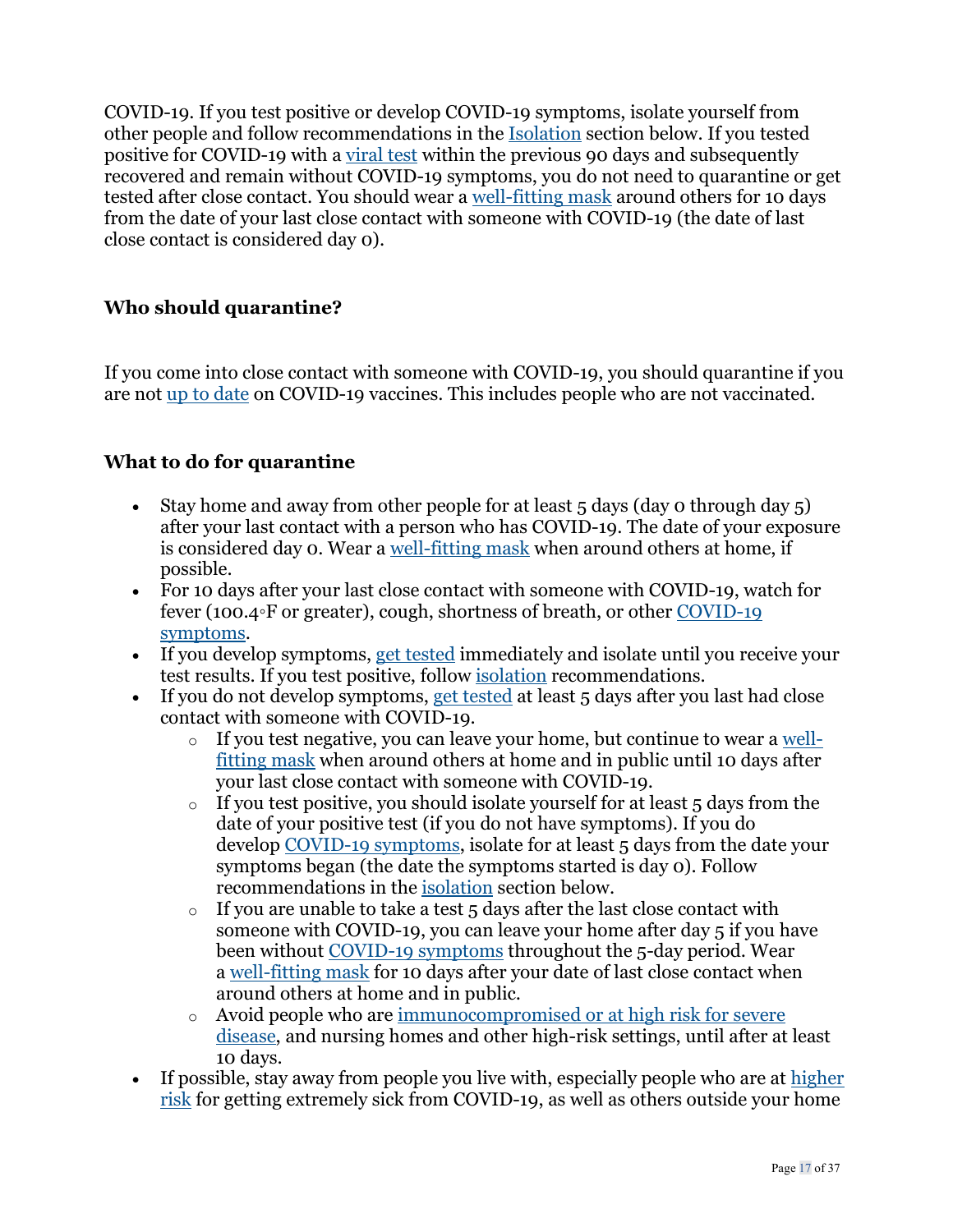COVID-19. If you test positive or develop COVID-19 symptoms, isolate yourself from other people and follow recommendations in the Isolation section below. If you tested positive for COVID-19 with a viral test within the previous 90 days and subsequently recovered and remain without COVID-19 symptoms, you do not need to quarantine or get tested after close contact. You should wear a well-fitting mask around others for 10 days from the date of your last close contact with someone with COVID-19 (the date of last close contact is considered day 0).

### Who should quarantine?

If you come into close contact with someone with COVID-19, you should quarantine if you are not up to date on COVID-19 vaccines. This includes people who are not vaccinated.

### What to do for quarantine

- Stay home and away from other people for at least 5 days (day 0 through day 5) after your last contact with a person who has COVID-19. The date of your exposure is considered day 0. Wear a well-fitting mask when around others at home, if possible.
- For 10 days after your last close contact with someone with COVID-19, watch for fever (100.4◦F or greater), cough, shortness of breath, or other COVID-19 symptoms.
- If you develop symptoms, get tested immediately and isolate until you receive your test results. If you test positive, follow isolation recommendations.
- If you do not develop symptoms, get tested at least 5 days after you last had close contact with someone with COVID-19.
    - If you test negative, you can leave your home, but continue to wear a well-fitting mask when around others at home and in public until 10 days after your last close contact with someone with COVID-19.
    - If you test positive, you should isolate yourself for at least 5 days from the date of your positive test (if you do not have symptoms). If you do develop COVID-19 symptoms, isolate for at least 5 days from the date your symptoms began (the date the symptoms started is day 0). Follow recommendations in the isolation section below.
    - If you are unable to take a test 5 days after the last close contact with someone with COVID-19, you can leave your home after day 5 if you have been without COVID-19 symptoms throughout the 5-day period. Wear a well-fitting mask for 10 days after your date of last close contact when around others at home and in public.
    - Avoid people who are immunocompromised or at high risk for severe disease, and nursing homes and other high-risk settings, until after at least 10 days.
- If possible, stay away from people you live with, especially people who are at higher risk for getting extremely sick from COVID-19, as well as others outside your home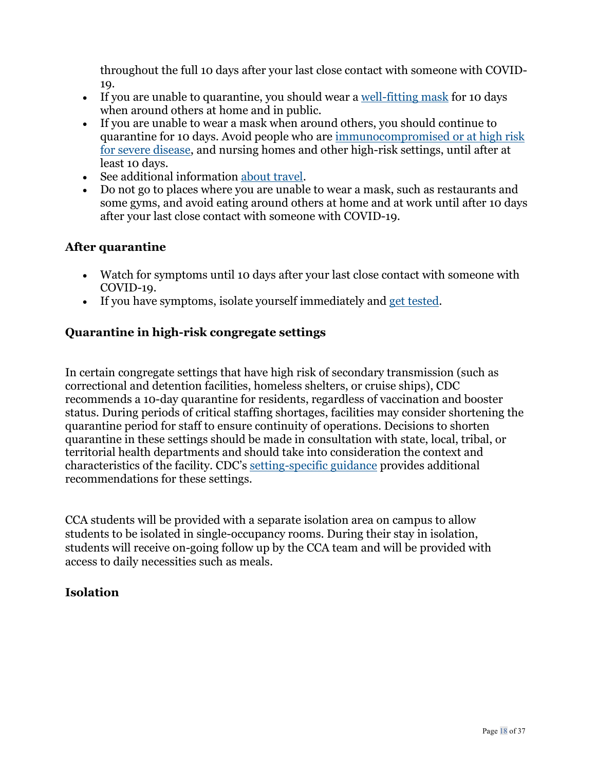throughout the full 10 days after your last close contact with someone with COVID-19.

- If you are unable to quarantine, you should wear a well-fitting mask for 10 days when around others at home and in public.
- If you are unable to wear a mask when around others, you should continue to quarantine for 10 days. Avoid people who are immunocompromised or at high risk for severe disease, and nursing homes and other high-risk settings, until after at least 10 days.
- See additional information about travel.
- Do not go to places where you are unable to wear a mask, such as restaurants and some gyms, and avoid eating around others at home and at work until after 10 days after your last close contact with someone with COVID-19.

### After quarantine

- Watch for symptoms until 10 days after your last close contact with someone with COVID-19.
- If you have symptoms, isolate yourself immediately and get tested.

### Quarantine in high-risk congregate settings

In certain congregate settings that have high risk of secondary transmission (such as correctional and detention facilities, homeless shelters, or cruise ships), CDC recommends a 10-day quarantine for residents, regardless of vaccination and booster status. During periods of critical staffing shortages, facilities may consider shortening the quarantine period for staff to ensure continuity of operations. Decisions to shorten quarantine in these settings should be made in consultation with state, local, tribal, or territorial health departments and should take into consideration the context and characteristics of the facility. CDC's setting-specific guidance provides additional recommendations for these settings.

CCA students will be provided with a separate isolation area on campus to allow students to be isolated in single-occupancy rooms. During their stay in isolation, students will receive on-going follow up by the CCA team and will be provided with access to daily necessities such as meals.

### Isolation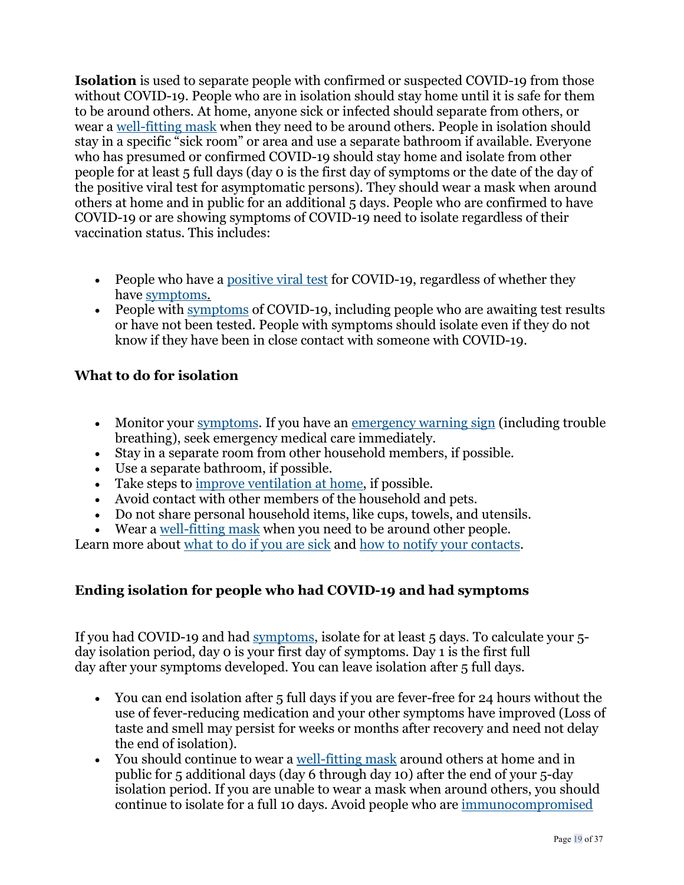**Isolation** is used to separate people with confirmed or suspected COVID-19 from those without COVID-19. People who are in isolation should stay home until it is safe for them to be around others. At home, anyone sick or infected should separate from others, or wear a well-fitting mask when they need to be around others. People in isolation should stay in a specific "sick room" or area and use a separate bathroom if available. Everyone who has presumed or confirmed COVID-19 should stay home and isolate from other people for at least 5 full days (day 0 is the first day of symptoms or the date of the day of the positive viral test for asymptomatic persons). They should wear a mask when around others at home and in public for an additional 5 days. People who are confirmed to have COVID-19 or are showing symptoms of COVID-19 need to isolate regardless of their vaccination status. This includes:

- People who have a positive viral test for COVID-19, regardless of whether they have symptoms.
- People with symptoms of COVID-19, including people who are awaiting test results or have not been tested. People with symptoms should isolate even if they do not know if they have been in close contact with someone with COVID-19.

**What to do for isolation**

- Monitor your symptoms. If you have an emergency warning sign (including trouble breathing), seek emergency medical care immediately.
- Stay in a separate room from other household members, if possible.
- Use a separate bathroom, if possible.
- Take steps to improve ventilation at home, if possible.
- Avoid contact with other members of the household and pets.
- Do not share personal household items, like cups, towels, and utensils.
- Wear a well-fitting mask when you need to be around other people.

Learn more about what to do if you are sick and how to notify your contacts.

**Ending isolation for people who had COVID-19 and had symptoms**

If you had COVID-19 and had symptoms, isolate for at least 5 days. To calculate your 5-day isolation period, day 0 is your first day of symptoms. Day 1 is the first full day after your symptoms developed. You can leave isolation after 5 full days.

- You can end isolation after 5 full days if you are fever-free for 24 hours without the use of fever-reducing medication and your other symptoms have improved (Loss of taste and smell may persist for weeks or months after recovery and need not delay the end of isolation).
- You should continue to wear a well-fitting mask around others at home and in public for 5 additional days (day 6 through day 10) after the end of your 5-day isolation period. If you are unable to wear a mask when around others, you should continue to isolate for a full 10 days. Avoid people who are immunocompromised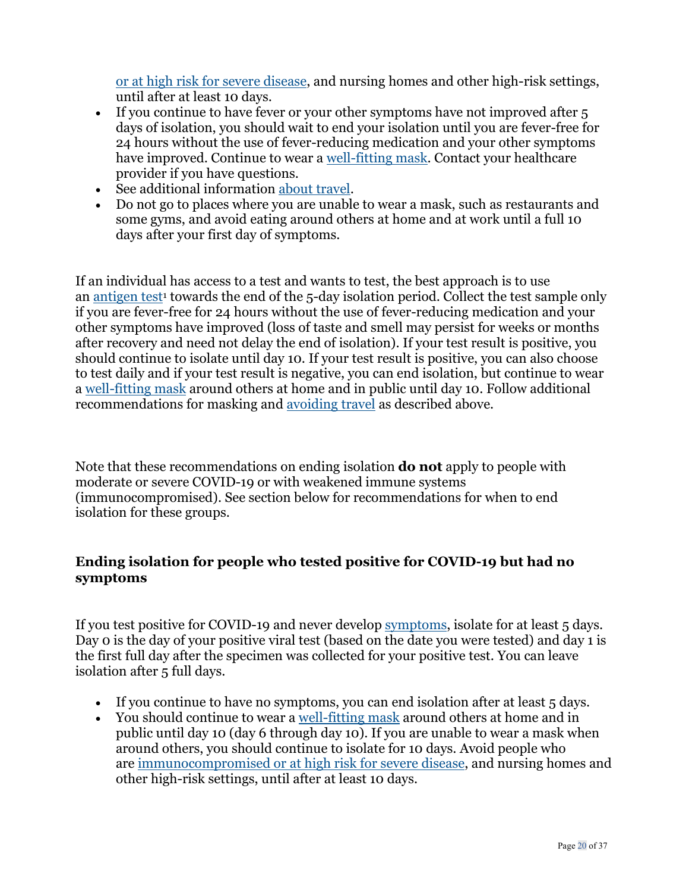or at high risk for severe disease, and nursing homes and other high-risk settings, until after at least 10 days.
- If you continue to have fever or your other symptoms have not improved after 5 days of isolation, you should wait to end your isolation until you are fever-free for 24 hours without the use of fever-reducing medication and your other symptoms have improved. Continue to wear a well-fitting mask. Contact your healthcare provider if you have questions.
- See additional information about travel.
- Do not go to places where you are unable to wear a mask, such as restaurants and some gyms, and avoid eating around others at home and at work until a full 10 days after your first day of symptoms.

If an individual has access to a test and wants to test, the best approach is to use an antigen test[1] towards the end of the 5-day isolation period. Collect the test sample only if you are fever-free for 24 hours without the use of fever-reducing medication and your other symptoms have improved (loss of taste and smell may persist for weeks or months after recovery and need not delay the end of isolation). If your test result is positive, you should continue to isolate until day 10. If your test result is positive, you can also choose to test daily and if your test result is negative, you can end isolation, but continue to wear a well-fitting mask around others at home and in public until day 10. Follow additional recommendations for masking and avoiding travel as described above.

Note that these recommendations on ending isolation **do not** apply to people with moderate or severe COVID-19 or with weakened immune systems (immunocompromised). See section below for recommendations for when to end isolation for these groups.

### Ending isolation for people who tested positive for COVID-19 but had no symptoms

If you test positive for COVID-19 and never develop symptoms, isolate for at least 5 days. Day 0 is the day of your positive viral test (based on the date you were tested) and day 1 is the first full day after the specimen was collected for your positive test. You can leave isolation after 5 full days.

- If you continue to have no symptoms, you can end isolation after at least 5 days.
- You should continue to wear a well-fitting mask around others at home and in public until day 10 (day 6 through day 10). If you are unable to wear a mask when around others, you should continue to isolate for 10 days. Avoid people who are immunocompromised or at high risk for severe disease, and nursing homes and other high-risk settings, until after at least 10 days.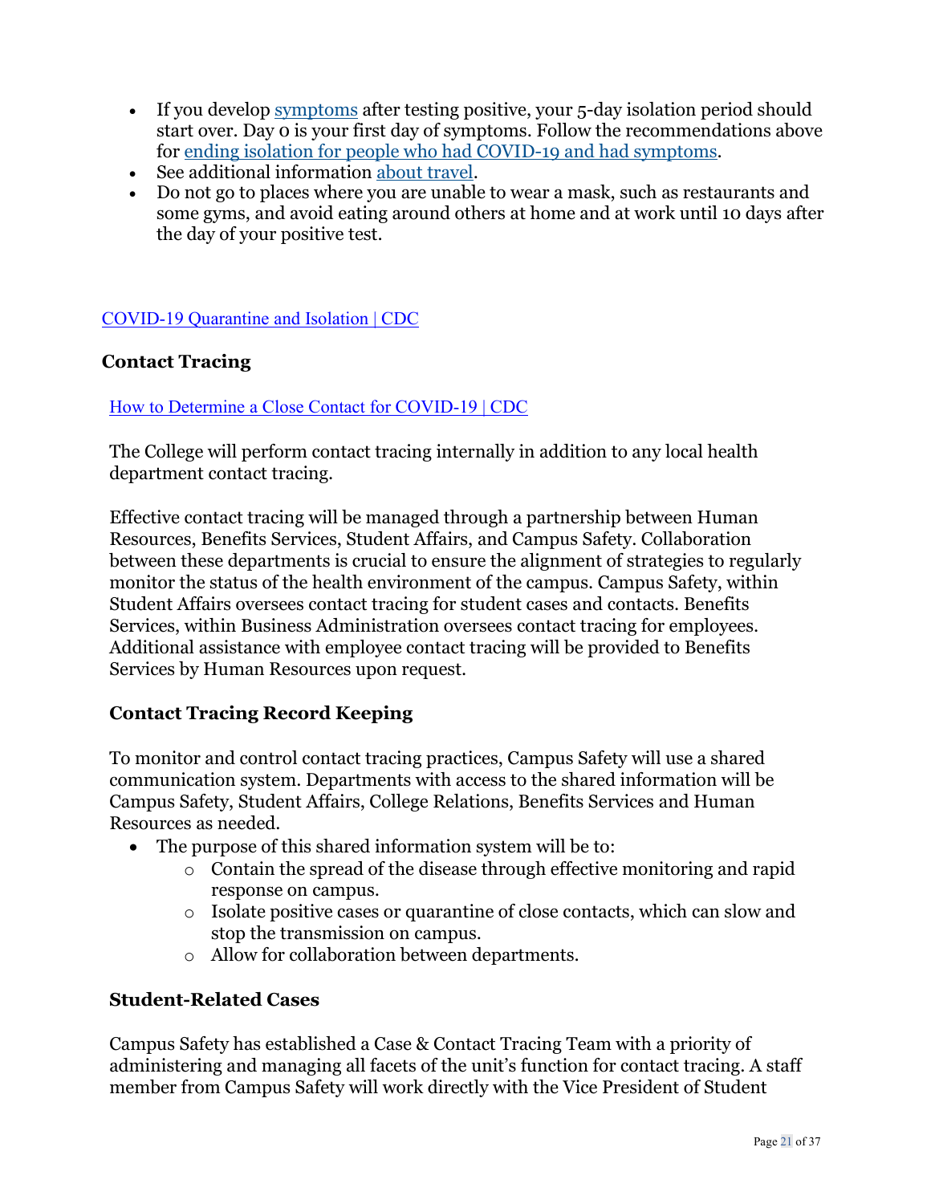- If you develop symptoms after testing positive, your 5-day isolation period should start over. Day 0 is your first day of symptoms. Follow the recommendations above for ending isolation for people who had COVID-19 and had symptoms.
- See additional information about travel.
- Do not go to places where you are unable to wear a mask, such as restaurants and some gyms, and avoid eating around others at home and at work until 10 days after the day of your positive test.

COVID-19 Quarantine and Isolation | CDC

## Contact Tracing

How to Determine a Close Contact for COVID-19 | CDC

The College will perform contact tracing internally in addition to any local health department contact tracing.

Effective contact tracing will be managed through a partnership between Human Resources, Benefits Services, Student Affairs, and Campus Safety. Collaboration between these departments is crucial to ensure the alignment of strategies to regularly monitor the status of the health environment of the campus. Campus Safety, within Student Affairs oversees contact tracing for student cases and contacts. Benefits Services, within Business Administration oversees contact tracing for employees. Additional assistance with employee contact tracing will be provided to Benefits Services by Human Resources upon request.

## Contact Tracing Record Keeping

To monitor and control contact tracing practices, Campus Safety will use a shared communication system. Departments with access to the shared information will be Campus Safety, Student Affairs, College Relations, Benefits Services and Human Resources as needed.

- The purpose of this shared information system will be to:
  - Contain the spread of the disease through effective monitoring and rapid response on campus.
  - Isolate positive cases or quarantine of close contacts, which can slow and stop the transmission on campus.
  - Allow for collaboration between departments.

## Student-Related Cases

Campus Safety has established a Case & Contact Tracing Team with a priority of administering and managing all facets of the unit's function for contact tracing. A staff member from Campus Safety will work directly with the Vice President of Student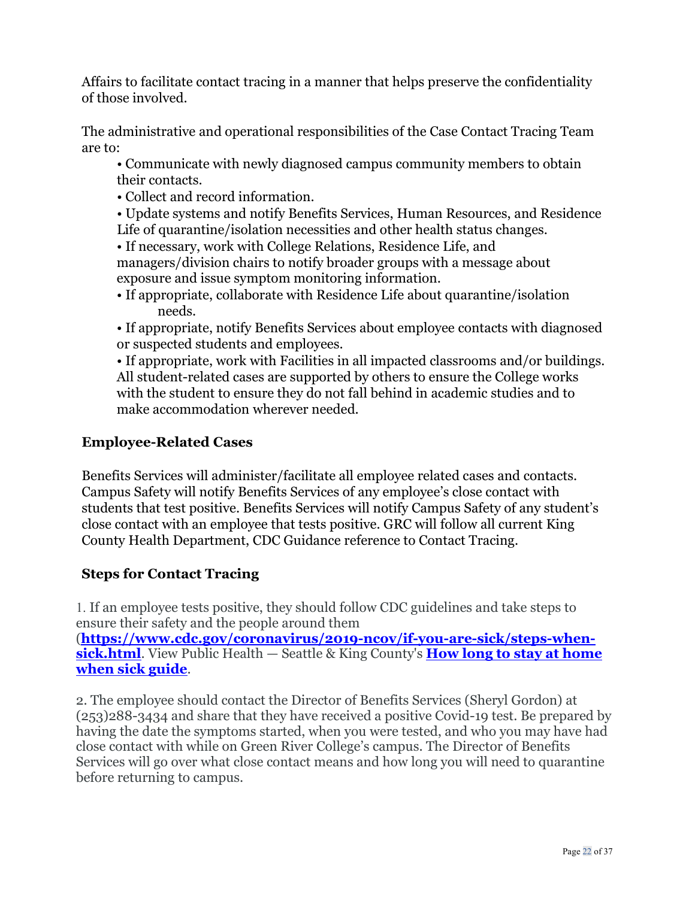Affairs to facilitate contact tracing in a manner that helps preserve the confidentiality of those involved.

The administrative and operational responsibilities of the Case Contact Tracing Team are to:

- Communicate with newly diagnosed campus community members to obtain their contacts.
- Collect and record information.
- Update systems and notify Benefits Services, Human Resources, and Residence Life of quarantine/isolation necessities and other health status changes.
- If necessary, work with College Relations, Residence Life, and managers/division chairs to notify broader groups with a message about exposure and issue symptom monitoring information.
- If appropriate, collaborate with Residence Life about quarantine/isolation needs.
- If appropriate, notify Benefits Services about employee contacts with diagnosed or suspected students and employees.
- If appropriate, work with Facilities in all impacted classrooms and/or buildings. All student-related cases are supported by others to ensure the College works with the student to ensure they do not fall behind in academic studies and to make accommodation wherever needed.

### Employee-Related Cases

Benefits Services will administer/facilitate all employee related cases and contacts. Campus Safety will notify Benefits Services of any employee's close contact with students that test positive. Benefits Services will notify Campus Safety of any student's close contact with an employee that tests positive. GRC will follow all current King County Health Department, CDC Guidance reference to Contact Tracing.

### Steps for Contact Tracing

1. If an employee tests positive, they should follow CDC guidelines and take steps to ensure their safety and the people around them (**https://www.cdc.gov/coronavirus/2019-ncov/if-you-are-sick/steps-when-sick.html**. View Public Health — Seattle & King County's **How long to stay at home when sick guide**.

2. The employee should contact the Director of Benefits Services (Sheryl Gordon) at (253)288-3434 and share that they have received a positive Covid-19 test. Be prepared by having the date the symptoms started, when you were tested, and who you may have had close contact with while on Green River College's campus. The Director of Benefits Services will go over what close contact means and how long you will need to quarantine before returning to campus.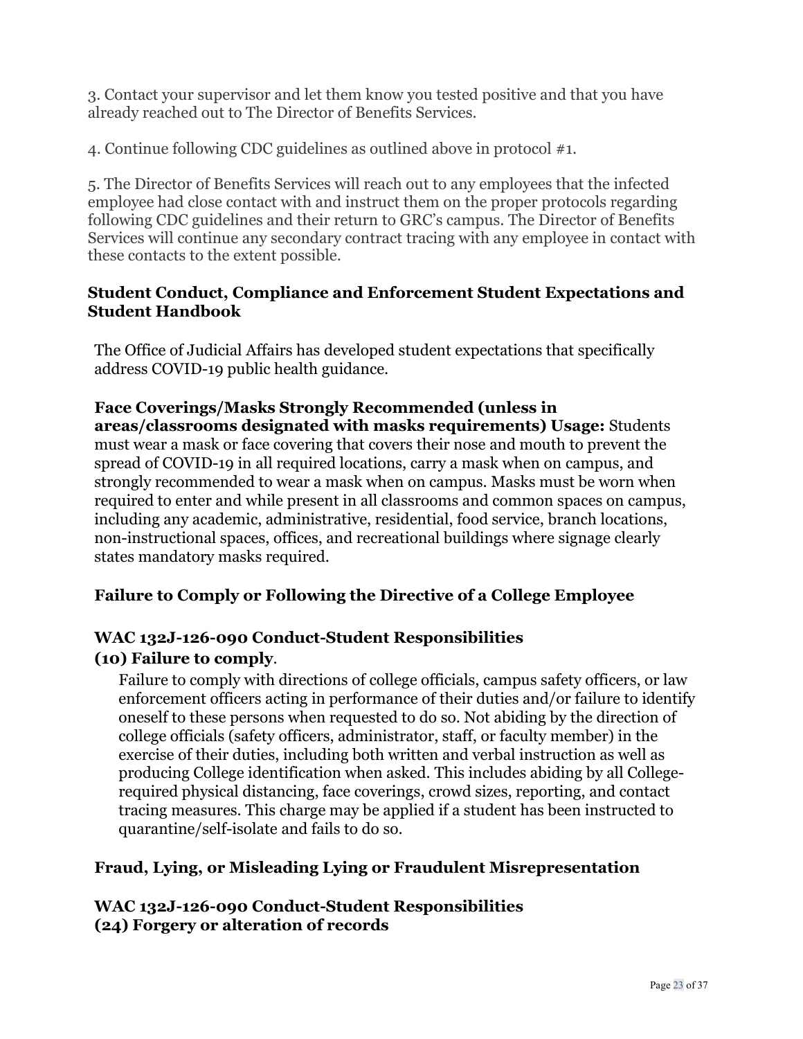3. Contact your supervisor and let them know you tested positive and that you have already reached out to The Director of Benefits Services.

4. Continue following CDC guidelines as outlined above in protocol #1.

5. The Director of Benefits Services will reach out to any employees that the infected employee had close contact with and instruct them on the proper protocols regarding following CDC guidelines and their return to GRC's campus. The Director of Benefits Services will continue any secondary contract tracing with any employee in contact with these contacts to the extent possible.

**Student Conduct, Compliance and Enforcement Student Expectations and Student Handbook**

The Office of Judicial Affairs has developed student expectations that specifically address COVID-19 public health guidance.

**Face Coverings/Masks Strongly Recommended (unless in areas/classrooms designated with masks requirements) Usage:** Students must wear a mask or face covering that covers their nose and mouth to prevent the spread of COVID-19 in all required locations, carry a mask when on campus, and strongly recommended to wear a mask when on campus. Masks must be worn when required to enter and while present in all classrooms and common spaces on campus, including any academic, administrative, residential, food service, branch locations, non-instructional spaces, offices, and recreational buildings where signage clearly states mandatory masks required.

**Failure to Comply or Following the Directive of a College Employee**

**WAC 132J-126-090 Conduct-Student Responsibilities**
**(10) Failure to comply**.

Failure to comply with directions of college officials, campus safety officers, or law enforcement officers acting in performance of their duties and/or failure to identify oneself to these persons when requested to do so. Not abiding by the direction of college officials (safety officers, administrator, staff, or faculty member) in the exercise of their duties, including both written and verbal instruction as well as producing College identification when asked. This includes abiding by all College-required physical distancing, face coverings, crowd sizes, reporting, and contact tracing measures. This charge may be applied if a student has been instructed to quarantine/self-isolate and fails to do so.

**Fraud, Lying, or Misleading Lying or Fraudulent Misrepresentation**

**WAC 132J-126-090 Conduct-Student Responsibilities**
**(24) Forgery or alteration of records**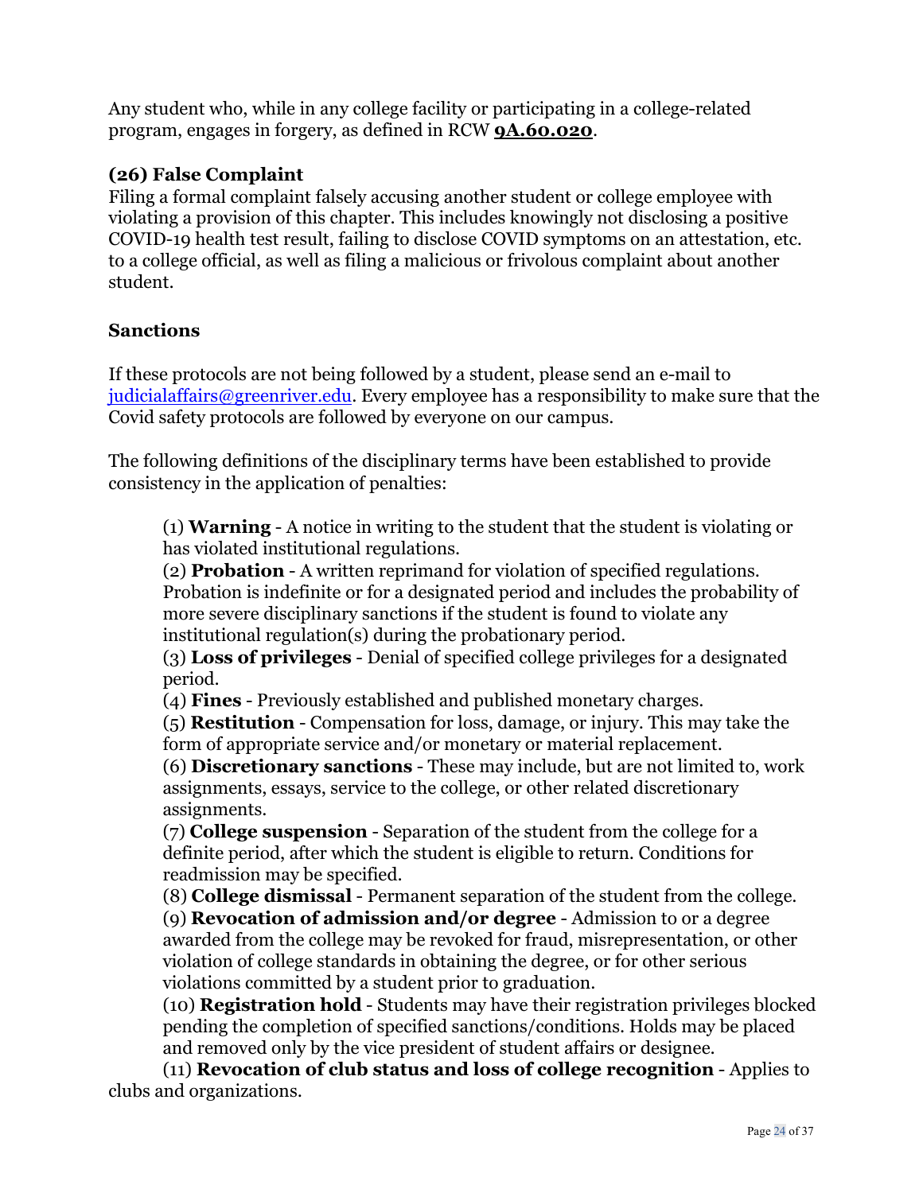Any student who, while in any college facility or participating in a college-related program, engages in forgery, as defined in RCW **9A.60.020**.

**(26) False Complaint**
Filing a formal complaint falsely accusing another student or college employee with violating a provision of this chapter. This includes knowingly not disclosing a positive COVID-19 health test result, failing to disclose COVID symptoms on an attestation, etc. to a college official, as well as filing a malicious or frivolous complaint about another student.

**Sanctions**

If these protocols are not being followed by a student, please send an e-mail to judicialaffairs@greenriver.edu. Every employee has a responsibility to make sure that the Covid safety protocols are followed by everyone on our campus.

The following definitions of the disciplinary terms have been established to provide consistency in the application of penalties:

(1) **Warning** - A notice in writing to the student that the student is violating or has violated institutional regulations.
(2) **Probation** - A written reprimand for violation of specified regulations. Probation is indefinite or for a designated period and includes the probability of more severe disciplinary sanctions if the student is found to violate any institutional regulation(s) during the probationary period.
(3) **Loss of privileges** - Denial of specified college privileges for a designated period.
(4) **Fines** - Previously established and published monetary charges.
(5) **Restitution** - Compensation for loss, damage, or injury. This may take the form of appropriate service and/or monetary or material replacement.
(6) **Discretionary sanctions** - These may include, but are not limited to, work assignments, essays, service to the college, or other related discretionary assignments.
(7) **College suspension** - Separation of the student from the college for a definite period, after which the student is eligible to return. Conditions for readmission may be specified.
(8) **College dismissal** - Permanent separation of the student from the college.
(9) **Revocation of admission and/or degree** - Admission to or a degree awarded from the college may be revoked for fraud, misrepresentation, or other violation of college standards in obtaining the degree, or for other serious violations committed by a student prior to graduation.
(10) **Registration hold** - Students may have their registration privileges blocked pending the completion of specified sanctions/conditions. Holds may be placed and removed only by the vice president of student affairs or designee.
(11) **Revocation of club status and loss of college recognition** - Applies to clubs and organizations.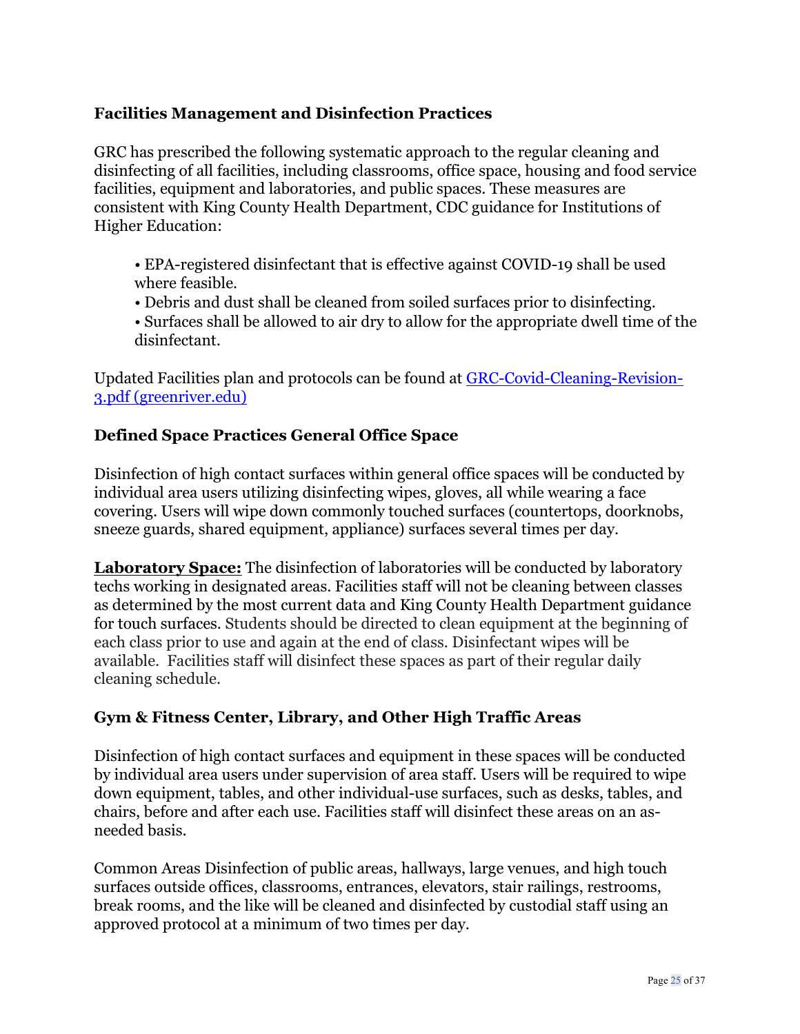### Facilities Management and Disinfection Practices

GRC has prescribed the following systematic approach to the regular cleaning and disinfecting of all facilities, including classrooms, office space, housing and food service facilities, equipment and laboratories, and public spaces. These measures are consistent with King County Health Department, CDC guidance for Institutions of Higher Education:

- EPA-registered disinfectant that is effective against COVID-19 shall be used where feasible.
- Debris and dust shall be cleaned from soiled surfaces prior to disinfecting.
- Surfaces shall be allowed to air dry to allow for the appropriate dwell time of the disinfectant.

Updated Facilities plan and protocols can be found at [GRC-Covid-Cleaning-Revision-3.pdf (greenriver.edu)](GRC-Covid-Cleaning-Revision-3.pdf)

### Defined Space Practices General Office Space

Disinfection of high contact surfaces within general office spaces will be conducted by individual area users utilizing disinfecting wipes, gloves, all while wearing a face covering. Users will wipe down commonly touched surfaces (countertops, doorknobs, sneeze guards, shared equipment, appliance) surfaces several times per day.

**Laboratory Space:** The disinfection of laboratories will be conducted by laboratory techs working in designated areas. Facilities staff will not be cleaning between classes as determined by the most current data and King County Health Department guidance for touch surfaces. Students should be directed to clean equipment at the beginning of each class prior to use and again at the end of class. Disinfectant wipes will be available. Facilities staff will disinfect these spaces as part of their regular daily cleaning schedule.

### Gym & Fitness Center, Library, and Other High Traffic Areas

Disinfection of high contact surfaces and equipment in these spaces will be conducted by individual area users under supervision of area staff. Users will be required to wipe down equipment, tables, and other individual-use surfaces, such as desks, tables, and chairs, before and after each use. Facilities staff will disinfect these areas on an as-needed basis.

Common Areas Disinfection of public areas, hallways, large venues, and high touch surfaces outside offices, classrooms, entrances, elevators, stair railings, restrooms, break rooms, and the like will be cleaned and disinfected by custodial staff using an approved protocol at a minimum of two times per day.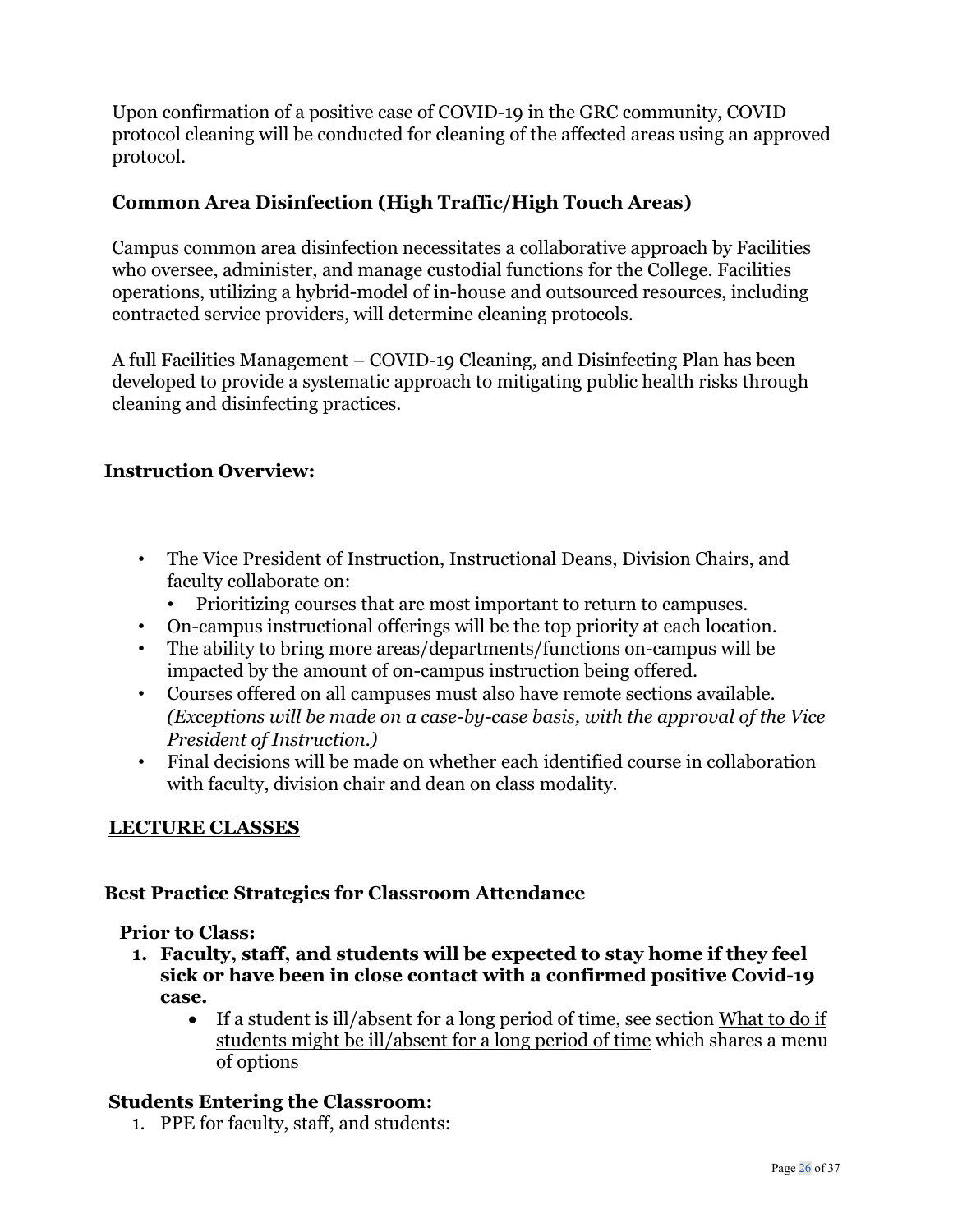Upon confirmation of a positive case of COVID-19 in the GRC community, COVID protocol cleaning will be conducted for cleaning of the affected areas using an approved protocol.

**Common Area Disinfection (High Traffic/High Touch Areas)**

Campus common area disinfection necessitates a collaborative approach by Facilities who oversee, administer, and manage custodial functions for the College. Facilities operations, utilizing a hybrid-model of in-house and outsourced resources, including contracted service providers, will determine cleaning protocols.

A full Facilities Management – COVID-19 Cleaning, and Disinfecting Plan has been developed to provide a systematic approach to mitigating public health risks through cleaning and disinfecting practices.

**Instruction Overview:**

- The Vice President of Instruction, Instructional Deans, Division Chairs, and faculty collaborate on:
  - Prioritizing courses that are most important to return to campuses.
- On-campus instructional offerings will be the top priority at each location.
- The ability to bring more areas/departments/functions on-campus will be impacted by the amount of on-campus instruction being offered.
- Courses offered on all campuses must also have remote sections available. *(Exceptions will be made on a case-by-case basis, with the approval of the Vice President of Instruction.)*
- Final decisions will be made on whether each identified course in collaboration with faculty, division chair and dean on class modality.

**LECTURE CLASSES**

**Best Practice Strategies for Classroom Attendance**

**Prior to Class:**

1. **Faculty, staff, and students will be expected to stay home if they feel sick or have been in close contact with a confirmed positive Covid-19 case.**
   - If a student is ill/absent for a long period of time, see section What to do if students might be ill/absent for a long period of time which shares a menu of options

**Students Entering the Classroom:**

1. PPE for faculty, staff, and students: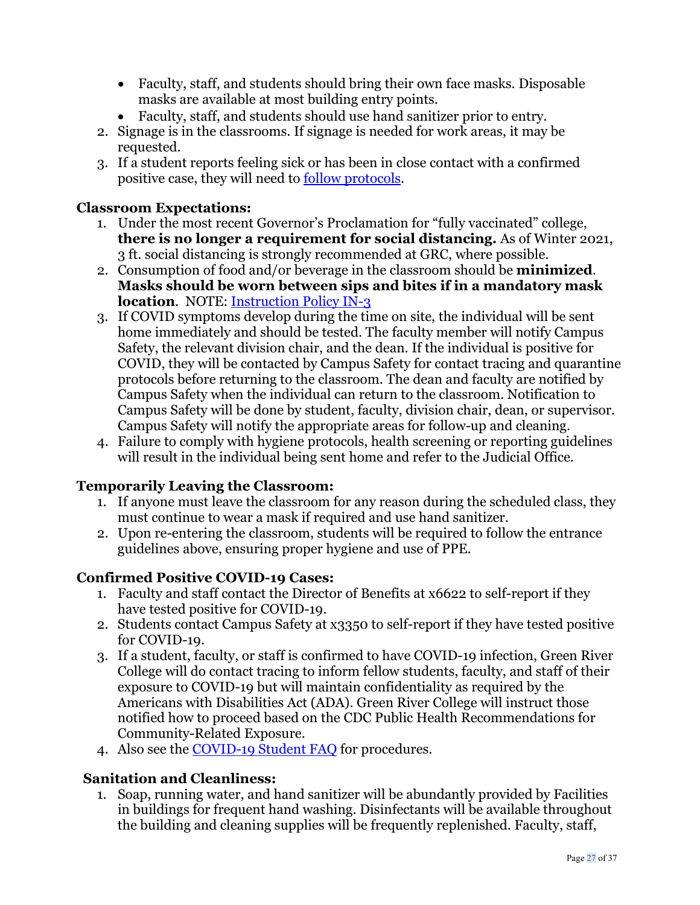- Faculty, staff, and students should bring their own face masks. Disposable masks are available at most building entry points.
- Faculty, staff, and students should use hand sanitizer prior to entry.

2. Signage is in the classrooms. If signage is needed for work areas, it may be requested.
3. If a student reports feeling sick or has been in close contact with a confirmed positive case, they will need to follow protocols.

**Classroom Expectations:**

1. Under the most recent Governor's Proclamation for "fully vaccinated" college, **there is no longer a requirement for social distancing.** As of Winter 2021, 3 ft. social distancing is strongly recommended at GRC, where possible.
2. Consumption of food and/or beverage in the classroom should be **minimized**. **Masks should be worn between sips and bites if in a mandatory mask location**. NOTE: Instruction Policy IN-3
3. If COVID symptoms develop during the time on site, the individual will be sent home immediately and should be tested. The faculty member will notify Campus Safety, the relevant division chair, and the dean. If the individual is positive for COVID, they will be contacted by Campus Safety for contact tracing and quarantine protocols before returning to the classroom. The dean and faculty are notified by Campus Safety when the individual can return to the classroom. Notification to Campus Safety will be done by student, faculty, division chair, dean, or supervisor. Campus Safety will notify the appropriate areas for follow-up and cleaning.
4. Failure to comply with hygiene protocols, health screening or reporting guidelines will result in the individual being sent home and refer to the Judicial Office.

**Temporarily Leaving the Classroom:**

1. If anyone must leave the classroom for any reason during the scheduled class, they must continue to wear a mask if required and use hand sanitizer.
2. Upon re-entering the classroom, students will be required to follow the entrance guidelines above, ensuring proper hygiene and use of PPE.

**Confirmed Positive COVID-19 Cases:**

1. Faculty and staff contact the Director of Benefits at x6622 to self-report if they have tested positive for COVID-19.
2. Students contact Campus Safety at x3350 to self-report if they have tested positive for COVID-19.
3. If a student, faculty, or staff is confirmed to have COVID-19 infection, Green River College will do contact tracing to inform fellow students, faculty, and staff of their exposure to COVID-19 but will maintain confidentiality as required by the Americans with Disabilities Act (ADA). Green River College will instruct those notified how to proceed based on the CDC Public Health Recommendations for Community-Related Exposure.
4. Also see the COVID-19 Student FAQ for procedures.

**Sanitation and Cleanliness:**

1. Soap, running water, and hand sanitizer will be abundantly provided by Facilities in buildings for frequent hand washing. Disinfectants will be available throughout the building and cleaning supplies will be frequently replenished. Faculty, staff,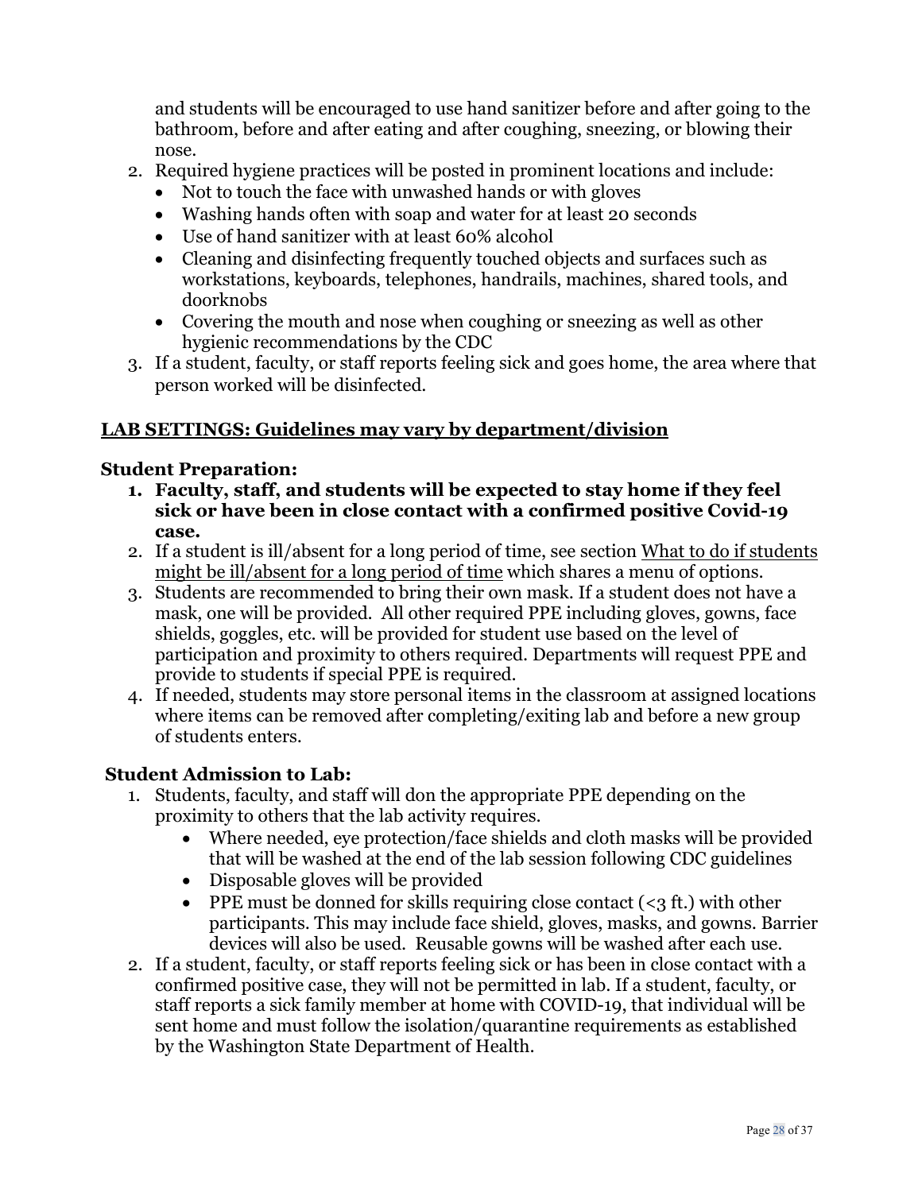and students will be encouraged to use hand sanitizer before and after going to the bathroom, before and after eating and after coughing, sneezing, or blowing their nose.

2. Required hygiene practices will be posted in prominent locations and include:
   - Not to touch the face with unwashed hands or with gloves
   - Washing hands often with soap and water for at least 20 seconds
   - Use of hand sanitizer with at least 60% alcohol
   - Cleaning and disinfecting frequently touched objects and surfaces such as workstations, keyboards, telephones, handrails, machines, shared tools, and doorknobs
   - Covering the mouth and nose when coughing or sneezing as well as other hygienic recommendations by the CDC
3. If a student, faculty, or staff reports feeling sick and goes home, the area where that person worked will be disinfected.

## <u>LAB SETTINGS: Guidelines may vary by department/division</u>

**Student Preparation:**

1. **Faculty, staff, and students will be expected to stay home if they feel sick or have been in close contact with a confirmed positive Covid-19 case.**
2. If a student is ill/absent for a long period of time, see section <u>What to do if students might be ill/absent for a long period of time</u> which shares a menu of options.
3. Students are recommended to bring their own mask. If a student does not have a mask, one will be provided. All other required PPE including gloves, gowns, face shields, goggles, etc. will be provided for student use based on the level of participation and proximity to others required. Departments will request PPE and provide to students if special PPE is required.
4. If needed, students may store personal items in the classroom at assigned locations where items can be removed after completing/exiting lab and before a new group of students enters.

**Student Admission to Lab:**

1. Students, faculty, and staff will don the appropriate PPE depending on the proximity to others that the lab activity requires.
   - Where needed, eye protection/face shields and cloth masks will be provided that will be washed at the end of the lab session following CDC guidelines
   - Disposable gloves will be provided
   - PPE must be donned for skills requiring close contact (<3 ft.) with other participants. This may include face shield, gloves, masks, and gowns. Barrier devices will also be used. Reusable gowns will be washed after each use.
2. If a student, faculty, or staff reports feeling sick or has been in close contact with a confirmed positive case, they will not be permitted in lab. If a student, faculty, or staff reports a sick family member at home with COVID-19, that individual will be sent home and must follow the isolation/quarantine requirements as established by the Washington State Department of Health.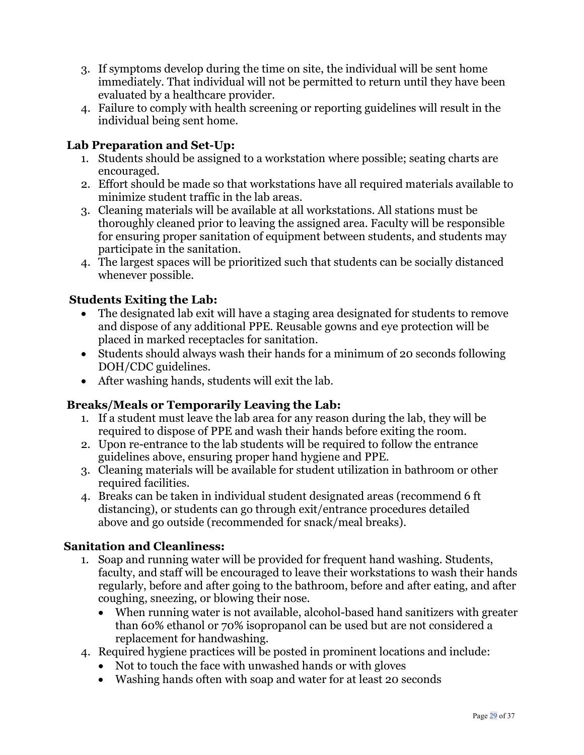3. If symptoms develop during the time on site, the individual will be sent home immediately. That individual will not be permitted to return until they have been evaluated by a healthcare provider.
4. Failure to comply with health screening or reporting guidelines will result in the individual being sent home.

**Lab Preparation and Set-Up:**

1. Students should be assigned to a workstation where possible; seating charts are encouraged.
2. Effort should be made so that workstations have all required materials available to minimize student traffic in the lab areas.
3. Cleaning materials will be available at all workstations. All stations must be thoroughly cleaned prior to leaving the assigned area. Faculty will be responsible for ensuring proper sanitation of equipment between students, and students may participate in the sanitation.
4. The largest spaces will be prioritized such that students can be socially distanced whenever possible.

**Students Exiting the Lab:**

- The designated lab exit will have a staging area designated for students to remove and dispose of any additional PPE. Reusable gowns and eye protection will be placed in marked receptacles for sanitation.
- Students should always wash their hands for a minimum of 20 seconds following DOH/CDC guidelines.
- After washing hands, students will exit the lab.

**Breaks/Meals or Temporarily Leaving the Lab:**

1. If a student must leave the lab area for any reason during the lab, they will be required to dispose of PPE and wash their hands before exiting the room.
2. Upon re-entrance to the lab students will be required to follow the entrance guidelines above, ensuring proper hand hygiene and PPE.
3. Cleaning materials will be available for student utilization in bathroom or other required facilities.
4. Breaks can be taken in individual student designated areas (recommend 6 ft distancing), or students can go through exit/entrance procedures detailed above and go outside (recommended for snack/meal breaks).

**Sanitation and Cleanliness:**

1. Soap and running water will be provided for frequent hand washing. Students, faculty, and staff will be encouraged to leave their workstations to wash their hands regularly, before and after going to the bathroom, before and after eating, and after coughing, sneezing, or blowing their nose.
   - When running water is not available, alcohol-based hand sanitizers with greater than 60% ethanol or 70% isopropanol can be used but are not considered a replacement for handwashing.
4. Required hygiene practices will be posted in prominent locations and include:
   - Not to touch the face with unwashed hands or with gloves
   - Washing hands often with soap and water for at least 20 seconds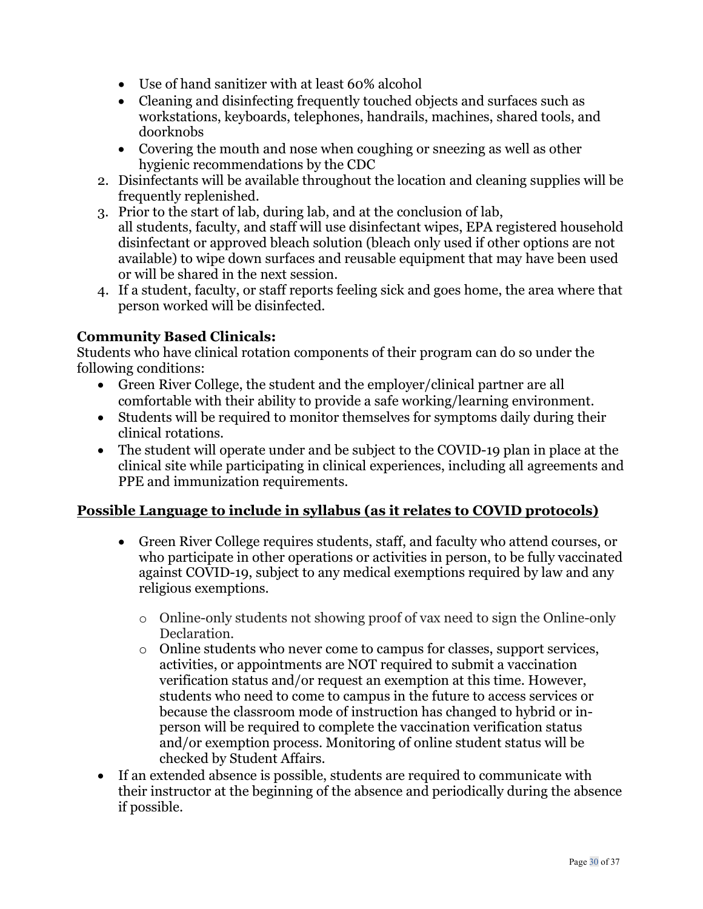- Use of hand sanitizer with at least 60% alcohol
- Cleaning and disinfecting frequently touched objects and surfaces such as workstations, keyboards, telephones, handrails, machines, shared tools, and doorknobs
- Covering the mouth and nose when coughing or sneezing as well as other hygienic recommendations by the CDC

2. Disinfectants will be available throughout the location and cleaning supplies will be frequently replenished.
3. Prior to the start of lab, during lab, and at the conclusion of lab, all students, faculty, and staff will use disinfectant wipes, EPA registered household disinfectant or approved bleach solution (bleach only used if other options are not available) to wipe down surfaces and reusable equipment that may have been used or will be shared in the next session.
4. If a student, faculty, or staff reports feeling sick and goes home, the area where that person worked will be disinfected.

**Community Based Clinicals:**
Students who have clinical rotation components of their program can do so under the following conditions:

- Green River College, the student and the employer/clinical partner are all comfortable with their ability to provide a safe working/learning environment.
- Students will be required to monitor themselves for symptoms daily during their clinical rotations.
- The student will operate under and be subject to the COVID-19 plan in place at the clinical site while participating in clinical experiences, including all agreements and PPE and immunization requirements.

**Possible Language to include in syllabus (as it relates to COVID protocols)**

- Green River College requires students, staff, and faculty who attend courses, or who participate in other operations or activities in person, to be fully vaccinated against COVID-19, subject to any medical exemptions required by law and any religious exemptions.
  - Online-only students not showing proof of vax need to sign the Online-only Declaration.
  - Online students who never come to campus for classes, support services, activities, or appointments are NOT required to submit a vaccination verification status and/or request an exemption at this time. However, students who need to come to campus in the future to access services or because the classroom mode of instruction has changed to hybrid or in-person will be required to complete the vaccination verification status and/or exemption process. Monitoring of online student status will be checked by Student Affairs.
- If an extended absence is possible, students are required to communicate with their instructor at the beginning of the absence and periodically during the absence if possible.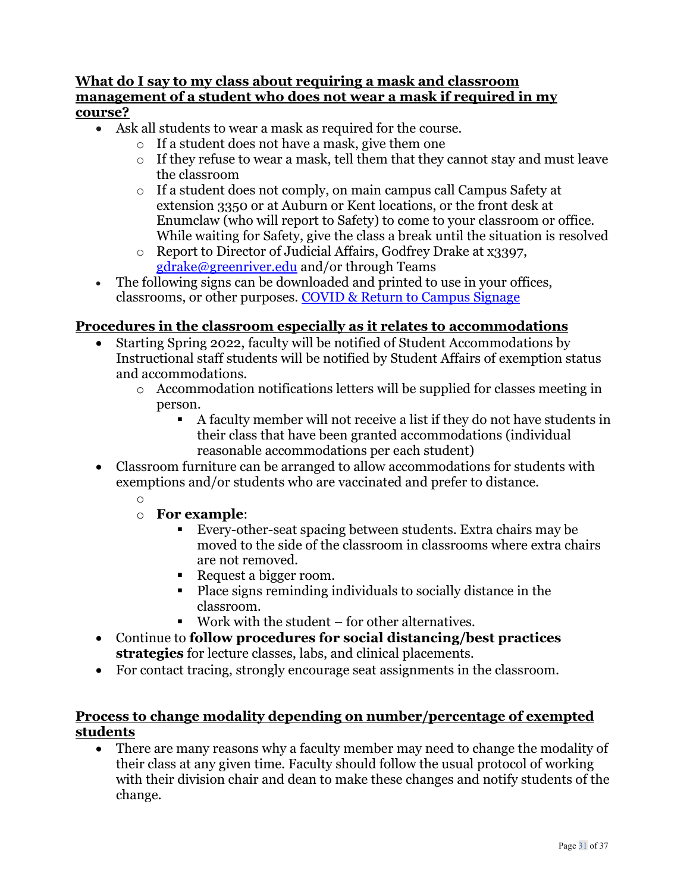**What do I say to my class about requiring a mask and classroom management of a student who does not wear a mask if required in my course?**

- Ask all students to wear a mask as required for the course.
  - If a student does not have a mask, give them one
  - If they refuse to wear a mask, tell them that they cannot stay and must leave the classroom
  - If a student does not comply, on main campus call Campus Safety at extension 3350 or at Auburn or Kent locations, or the front desk at Enumclaw (who will report to Safety) to come to your classroom or office. While waiting for Safety, give the class a break until the situation is resolved
  - Report to Director of Judicial Affairs, Godfrey Drake at x3397, [gdrake@greenriver.edu](mailto:gdrake@greenriver.edu) and/or through Teams
- The following signs can be downloaded and printed to use in your offices, classrooms, or other purposes. [COVID & Return to Campus Signage]()

**Procedures in the classroom especially as it relates to accommodations**

- Starting Spring 2022, faculty will be notified of Student Accommodations by Instructional staff students will be notified by Student Affairs of exemption status and accommodations.
  - Accommodation notifications letters will be supplied for classes meeting in person.
    - A faculty member will not receive a list if they do not have students in their class that have been granted accommodations (individual reasonable accommodations per each student)
- Classroom furniture can be arranged to allow accommodations for students with exemptions and/or students who are vaccinated and prefer to distance.
  - **For example**:
    - Every-other-seat spacing between students. Extra chairs may be moved to the side of the classroom in classrooms where extra chairs are not removed.
    - Request a bigger room.
    - Place signs reminding individuals to socially distance in the classroom.
    - Work with the student – for other alternatives.
- Continue to **follow procedures for social distancing/best practices strategies** for lecture classes, labs, and clinical placements.
- For contact tracing, strongly encourage seat assignments in the classroom.

**Process to change modality depending on number/percentage of exempted students**

- There are many reasons why a faculty member may need to change the modality of their class at any given time. Faculty should follow the usual protocol of working with their division chair and dean to make these changes and notify students of the change.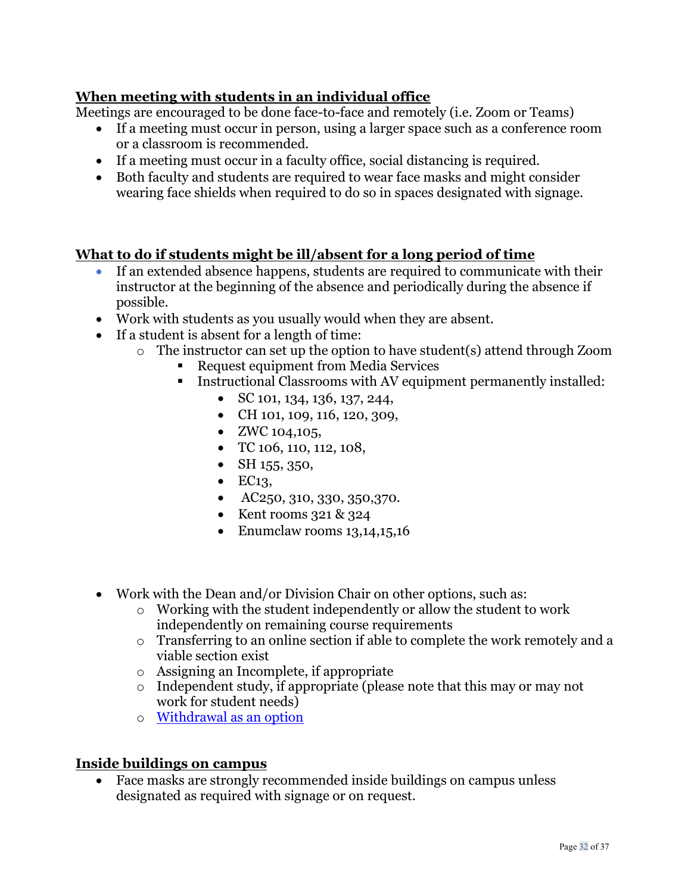## When meeting with students in an individual office

Meetings are encouraged to be done face-to-face and remotely (i.e. Zoom or Teams)

- If a meeting must occur in person, using a larger space such as a conference room or a classroom is recommended.
- If a meeting must occur in a faculty office, social distancing is required.
- Both faculty and students are required to wear face masks and might consider wearing face shields when required to do so in spaces designated with signage.

## What to do if students might be ill/absent for a long period of time

- If an extended absence happens, students are required to communicate with their instructor at the beginning of the absence and periodically during the absence if possible.
- Work with students as you usually would when they are absent.
- If a student is absent for a length of time:
  - The instructor can set up the option to have student(s) attend through Zoom
    - Request equipment from Media Services
    - Instructional Classrooms with AV equipment permanently installed:
      - SC 101, 134, 136, 137, 244,
      - CH 101, 109, 116, 120, 309,
      - ZWC 104,105,
      - TC 106, 110, 112, 108,
      - SH 155, 350,
      - EC13,
      - AC250, 310, 330, 350,370.
      - Kent rooms 321 & 324
      - Enumclaw rooms 13,14,15,16

- Work with the Dean and/or Division Chair on other options, such as:
  - Working with the student independently or allow the student to work independently on remaining course requirements
  - Transferring to an online section if able to complete the work remotely and a viable section exist
  - Assigning an Incomplete, if appropriate
  - Independent study, if appropriate (please note that this may or may not work for student needs)
  - Withdrawal as an option

## Inside buildings on campus

- Face masks are strongly recommended inside buildings on campus unless designated as required with signage or on request.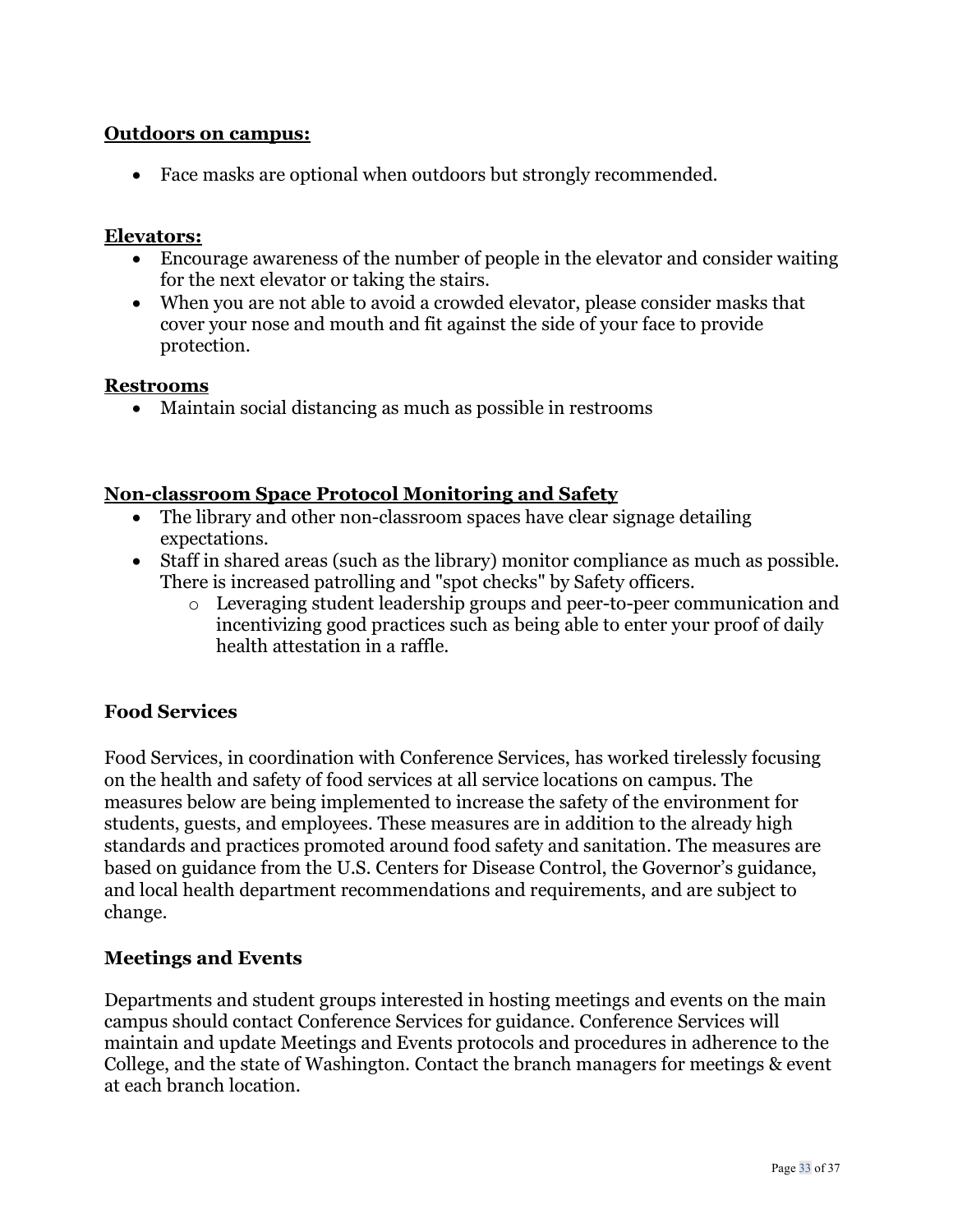**<u>Outdoors on campus:</u>**

- Face masks are optional when outdoors but strongly recommended.

**<u>Elevators:</u>**

- Encourage awareness of the number of people in the elevator and consider waiting for the next elevator or taking the stairs.
- When you are not able to avoid a crowded elevator, please consider masks that cover your nose and mouth and fit against the side of your face to provide protection.

**<u>Restrooms</u>**

- Maintain social distancing as much as possible in restrooms

**<u>Non-classroom Space Protocol Monitoring and Safety</u>**

- The library and other non-classroom spaces have clear signage detailing expectations.
- Staff in shared areas (such as the library) monitor compliance as much as possible. There is increased patrolling and "spot checks" by Safety officers.
    - Leveraging student leadership groups and peer-to-peer communication and incentivizing good practices such as being able to enter your proof of daily health attestation in a raffle.

### Food Services

Food Services, in coordination with Conference Services, has worked tirelessly focusing on the health and safety of food services at all service locations on campus. The measures below are being implemented to increase the safety of the environment for students, guests, and employees. These measures are in addition to the already high standards and practices promoted around food safety and sanitation. The measures are based on guidance from the U.S. Centers for Disease Control, the Governor's guidance, and local health department recommendations and requirements, and are subject to change.

### Meetings and Events

Departments and student groups interested in hosting meetings and events on the main campus should contact Conference Services for guidance. Conference Services will maintain and update Meetings and Events protocols and procedures in adherence to the College, and the state of Washington. Contact the branch managers for meetings & event at each branch location.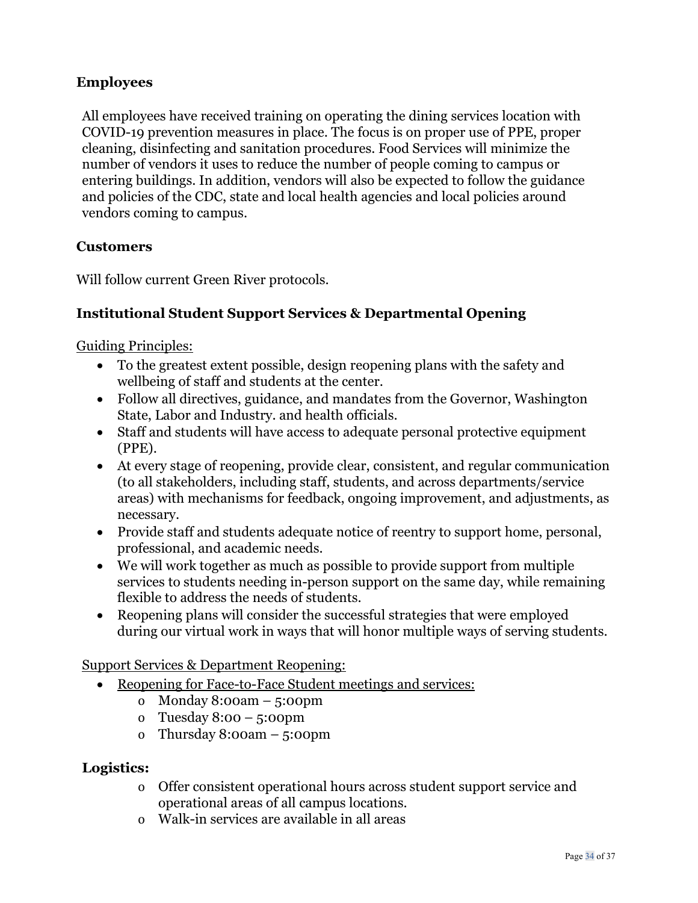### Employees

All employees have received training on operating the dining services location with COVID-19 prevention measures in place. The focus is on proper use of PPE, proper cleaning, disinfecting and sanitation procedures. Food Services will minimize the number of vendors it uses to reduce the number of people coming to campus or entering buildings. In addition, vendors will also be expected to follow the guidance and policies of the CDC, state and local health agencies and local policies around vendors coming to campus.

### Customers

Will follow current Green River protocols.

### Institutional Student Support Services & Departmental Opening

Guiding Principles:

- To the greatest extent possible, design reopening plans with the safety and wellbeing of staff and students at the center.
- Follow all directives, guidance, and mandates from the Governor, Washington State, Labor and Industry. and health officials.
- Staff and students will have access to adequate personal protective equipment (PPE).
- At every stage of reopening, provide clear, consistent, and regular communication (to all stakeholders, including staff, students, and across departments/service areas) with mechanisms for feedback, ongoing improvement, and adjustments, as necessary.
- Provide staff and students adequate notice of reentry to support home, personal, professional, and academic needs.
- We will work together as much as possible to provide support from multiple services to students needing in-person support on the same day, while remaining flexible to address the needs of students.
- Reopening plans will consider the successful strategies that were employed during our virtual work in ways that will honor multiple ways of serving students.

Support Services & Department Reopening:

- Reopening for Face-to-Face Student meetings and services:
  - Monday 8:00am – 5:00pm
  - Tuesday 8:00 – 5:00pm
  - Thursday 8:00am – 5:00pm

### Logistics:

- Offer consistent operational hours across student support service and operational areas of all campus locations.
- Walk-in services are available in all areas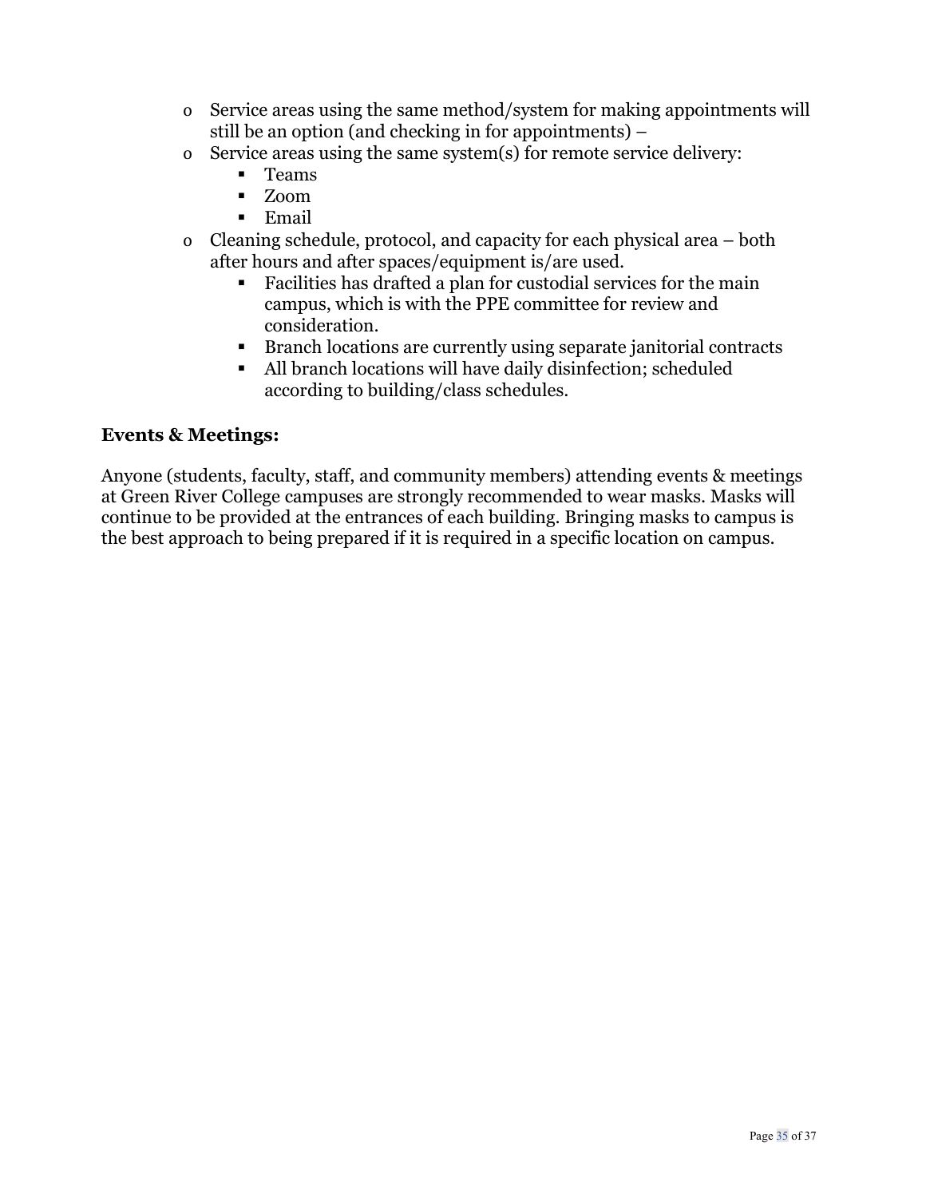- Service areas using the same method/system for making appointments will still be an option (and checking in for appointments) –
- Service areas using the same system(s) for remote service delivery:
  - Teams
  - Zoom
  - Email
- Cleaning schedule, protocol, and capacity for each physical area – both after hours and after spaces/equipment is/are used.
  - Facilities has drafted a plan for custodial services for the main campus, which is with the PPE committee for review and consideration.
  - Branch locations are currently using separate janitorial contracts
  - All branch locations will have daily disinfection; scheduled according to building/class schedules.

**Events & Meetings:**

Anyone (students, faculty, staff, and community members) attending events & meetings at Green River College campuses are strongly recommended to wear masks. Masks will continue to be provided at the entrances of each building. Bringing masks to campus is the best approach to being prepared if it is required in a specific location on campus.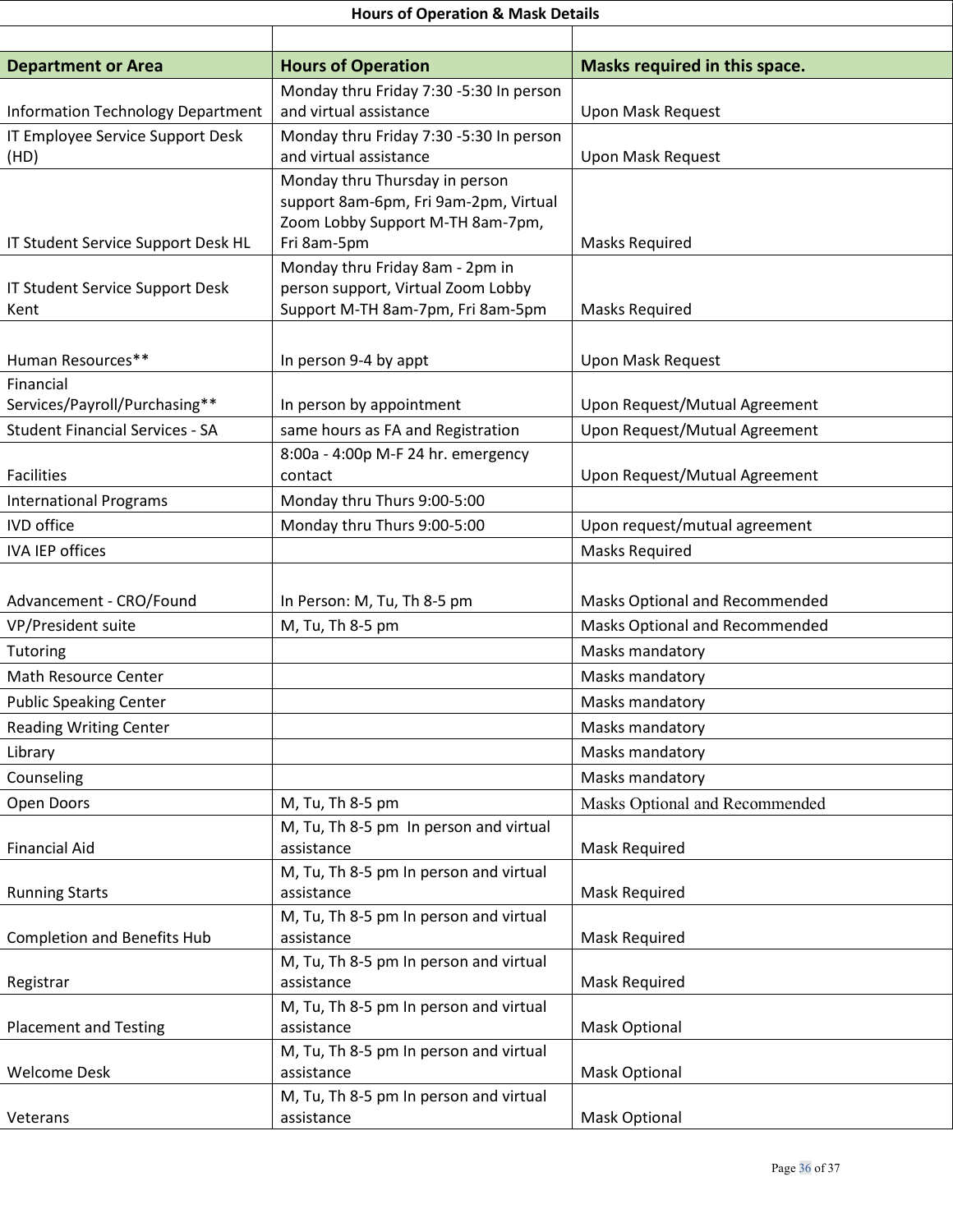## Hours of Operation & Mask Details

| Department or Area | Hours of Operation | Masks required in this space. |
|---|---|---|
| Information Technology Department | Monday thru Friday 7:30 -5:30 In person and virtual assistance | Upon Mask Request |
| IT Employee Service Support Desk (HD) | Monday thru Friday 7:30 -5:30 In person and virtual assistance | Upon Mask Request |
| IT Student Service Support Desk HL | Monday thru Thursday in person support 8am-6pm, Fri 9am-2pm, Virtual Zoom Lobby Support M-TH 8am-7pm, Fri 8am-5pm | Masks Required |
| IT Student Service Support Desk Kent | Monday thru Friday 8am - 2pm in person support, Virtual Zoom Lobby Support M-TH 8am-7pm, Fri 8am-5pm | Masks Required |
| Human Resources** | In person 9-4 by appt | Upon Mask Request |
| Financial Services/Payroll/Purchasing** | In person by appointment | Upon Request/Mutual Agreement |
| Student Financial Services - SA | same hours as FA and Registration | Upon Request/Mutual Agreement |
| Facilities | 8:00a - 4:00p M-F 24 hr. emergency contact | Upon Request/Mutual Agreement |
| International Programs | Monday thru Thurs 9:00-5:00 | |
| IVD office | Monday thru Thurs 9:00-5:00 | Upon request/mutual agreement |
| IVA IEP offices | | Masks Required |
| Advancement - CRO/Found | In Person: M, Tu, Th 8-5 pm | Masks Optional and Recommended |
| VP/President suite | M, Tu, Th 8-5 pm | Masks Optional and Recommended |
| Tutoring | | Masks mandatory |
| Math Resource Center | | Masks mandatory |
| Public Speaking Center | | Masks mandatory |
| Reading Writing Center | | Masks mandatory |
| Library | | Masks mandatory |
| Counseling | | Masks mandatory |
| Open Doors | M, Tu, Th 8-5 pm | Masks Optional and Recommended |
| Financial Aid | M, Tu, Th 8-5 pm In person and virtual assistance | Mask Required |
| Running Starts | M, Tu, Th 8-5 pm In person and virtual assistance | Mask Required |
| Completion and Benefits Hub | M, Tu, Th 8-5 pm In person and virtual assistance | Mask Required |
| Registrar | M, Tu, Th 8-5 pm In person and virtual assistance | Mask Required |
| Placement and Testing | M, Tu, Th 8-5 pm In person and virtual assistance | Mask Optional |
| Welcome Desk | M, Tu, Th 8-5 pm In person and virtual assistance | Mask Optional |
| Veterans | M, Tu, Th 8-5 pm In person and virtual assistance | Mask Optional |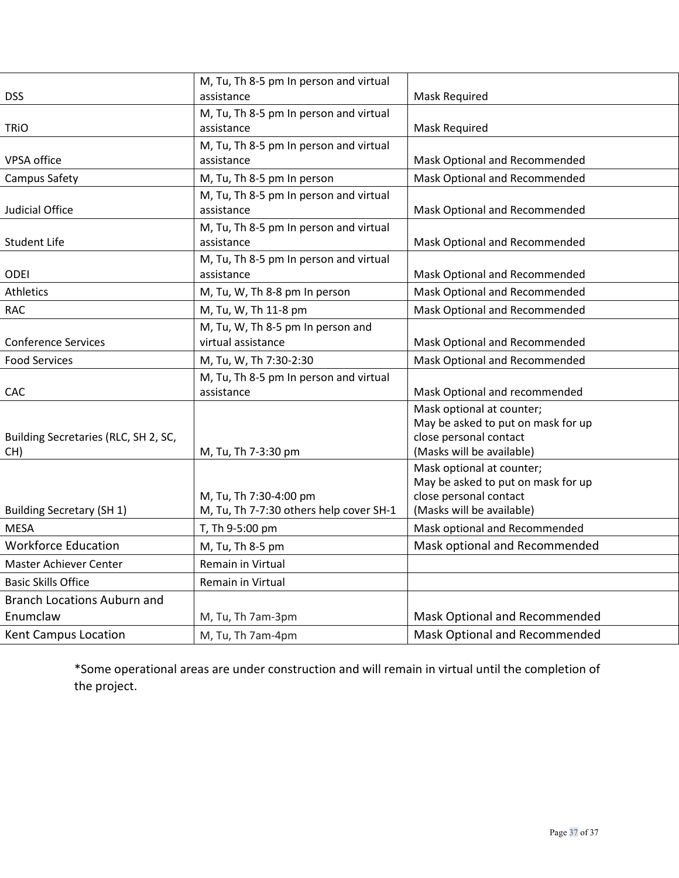| | | |
|---|---|---|
| DSS | M, Tu, Th 8-5 pm In person and virtual assistance | Mask Required |
| TRiO | M, Tu, Th 8-5 pm In person and virtual assistance | Mask Required |
| VPSA office | M, Tu, Th 8-5 pm In person and virtual assistance | Mask Optional and Recommended |
| Campus Safety | M, Tu, Th 8-5 pm In person | Mask Optional and Recommended |
| Judicial Office | M, Tu, Th 8-5 pm In person and virtual assistance | Mask Optional and Recommended |
| Student Life | M, Tu, Th 8-5 pm In person and virtual assistance | Mask Optional and Recommended |
| ODEI | M, Tu, Th 8-5 pm In person and virtual assistance | Mask Optional and Recommended |
| Athletics | M, Tu, W, Th 8-8 pm In person | Mask Optional and Recommended |
| RAC | M, Tu, W, Th 11-8 pm | Mask Optional and Recommended |
| Conference Services | M, Tu, W, Th 8-5 pm In person and virtual assistance | Mask Optional and Recommended |
| Food Services | M, Tu, W, Th 7:30-2:30 | Mask Optional and Recommended |
| CAC | M, Tu, Th 8-5 pm In person and virtual assistance | Mask Optional and recommended |
| Building Secretaries (RLC, SH 2, SC, CH) | M, Tu, Th 7-3:30 pm | Mask optional at counter; May be asked to put on mask for up close personal contact (Masks will be available) |
| Building Secretary (SH 1) | M, Tu, Th 7:30-4:00 pm M, Tu, Th 7-7:30 others help cover SH-1 | Mask optional at counter; May be asked to put on mask for up close personal contact (Masks will be available) |
| MESA | T, Th 9-5:00 pm | Mask optional and Recommended |
| Workforce Education | M, Tu, Th 8-5 pm | Mask optional and Recommended |
| Master Achiever Center | Remain in Virtual | |
| Basic Skills Office | Remain in Virtual | |
| Branch Locations Auburn and Enumclaw | M, Tu, Th 7am-3pm | Mask Optional and Recommended |
| Kent Campus Location | M, Tu, Th 7am-4pm | Mask Optional and Recommended |

*Some operational areas are under construction and will remain in virtual until the completion of the project.